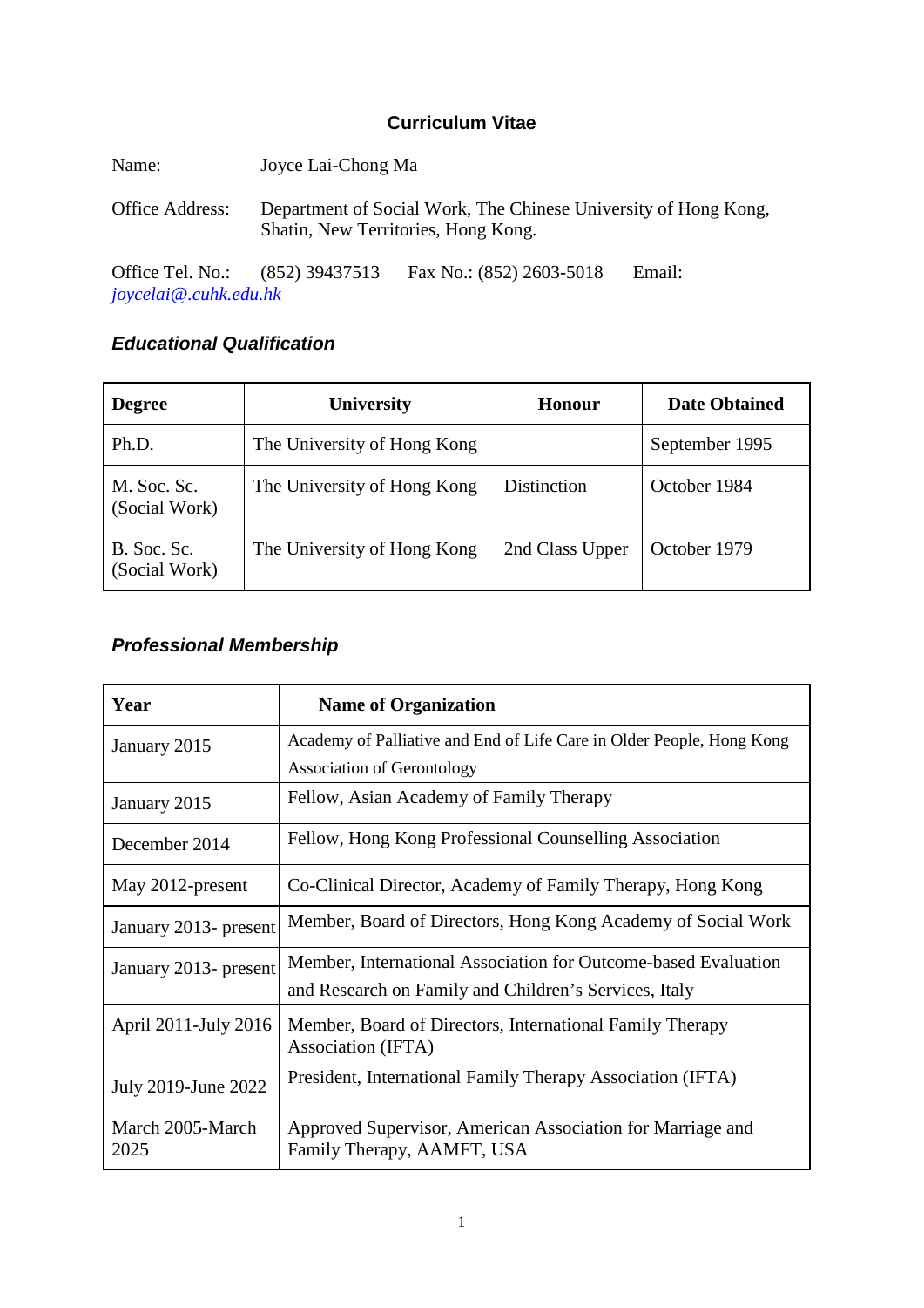# Curriculum Vitae

Name: Joyce Lai-Chong Ma

Office Address: Department of Social Work, The Chinese University of Hong Kong, Shatin, New Territories, Hong Kong.

Office Tel. No.: (852) 39437513 Fax No.: (852) 2603-5018 Email: *joycelai@.cuhk.edu.hk*

## *Educational Qualification*

| Degree | University | Honour | Date Obtained |
|---|---|---|---|
| Ph.D. | The University of Hong Kong | | September 1995 |
| M. Soc. Sc. (Social Work) | The University of Hong Kong | Distinction | October 1984 |
| B. Soc. Sc. (Social Work) | The University of Hong Kong | 2nd Class Upper | October 1979 |

## *Professional Membership*

| Year | Name of Organization |
|---|---|
| January 2015 | Academy of Palliative and End of Life Care in Older People, Hong Kong Association of Gerontology |
| January 2015 | Fellow, Asian Academy of Family Therapy |
| December 2014 | Fellow, Hong Kong Professional Counselling Association |
| May 2012-present | Co-Clinical Director, Academy of Family Therapy, Hong Kong |
| January 2013- present | Member, Board of Directors, Hong Kong Academy of Social Work |
| January 2013- present | Member, International Association for Outcome-based Evaluation and Research on Family and Children's Services, Italy |
| April 2011-July 2016<br><br>July 2019-June 2022 | Member, Board of Directors, International Family Therapy Association (IFTA)<br><br>President, International Family Therapy Association (IFTA) |
| March 2005-March 2025 | Approved Supervisor, American Association for Marriage and Family Therapy, AAMFT, USA |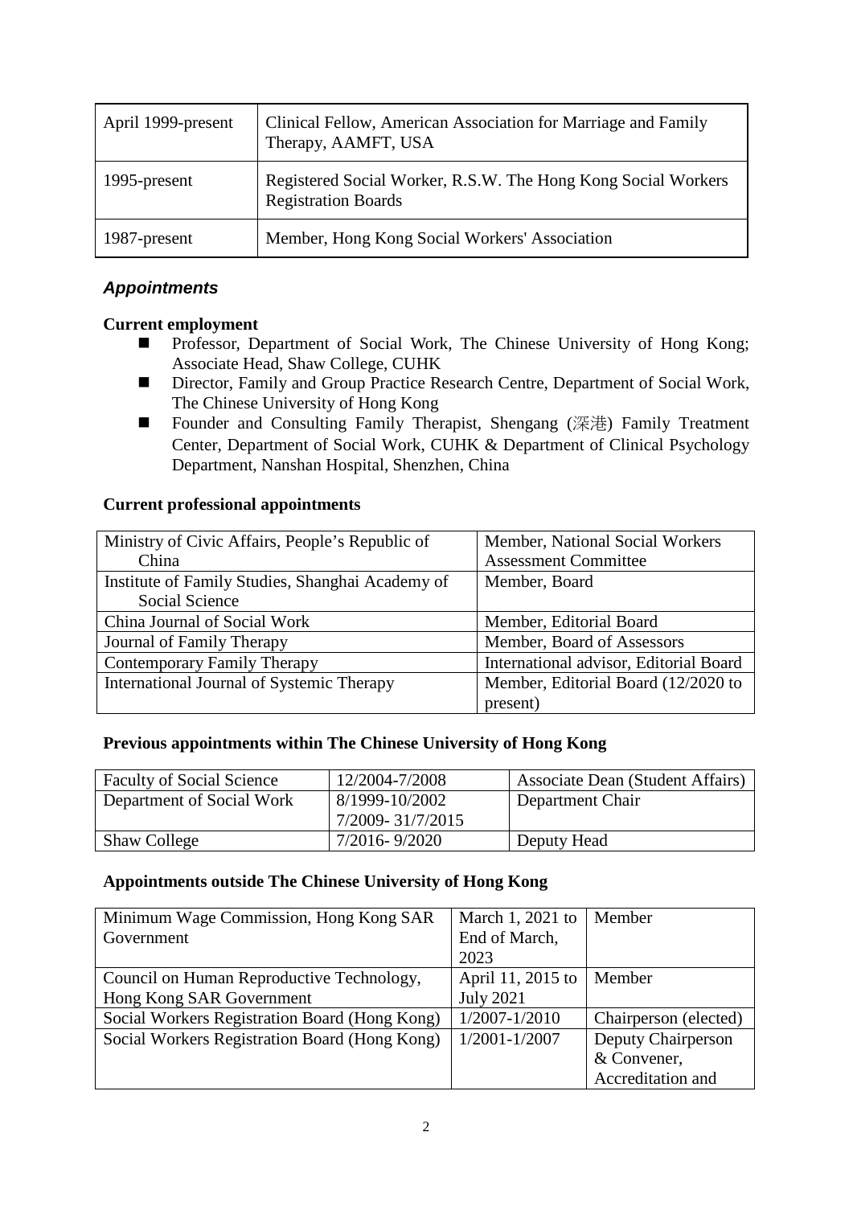| April 1999-present | Clinical Fellow, American Association for Marriage and Family Therapy, AAMFT, USA |
|---|---|
| 1995-present | Registered Social Worker, R.S.W. The Hong Kong Social Workers Registration Boards |
| 1987-present | Member, Hong Kong Social Workers' Association |

### *Appointments*

**Current employment**

- Professor, Department of Social Work, The Chinese University of Hong Kong; Associate Head, Shaw College, CUHK
- Director, Family and Group Practice Research Centre, Department of Social Work, The Chinese University of Hong Kong
- Founder and Consulting Family Therapist, Shengang (深港) Family Treatment Center, Department of Social Work, CUHK & Department of Clinical Psychology Department, Nanshan Hospital, Shenzhen, China

**Current professional appointments**

| Ministry of Civic Affairs, People's Republic of China | Member, National Social Workers Assessment Committee |
|---|---|
| Institute of Family Studies, Shanghai Academy of Social Science | Member, Board |
| China Journal of Social Work | Member, Editorial Board |
| Journal of Family Therapy | Member, Board of Assessors |
| Contemporary Family Therapy | International advisor, Editorial Board |
| International Journal of Systemic Therapy | Member, Editorial Board (12/2020 to present) |

**Previous appointments within The Chinese University of Hong Kong**

| Faculty of Social Science | 12/2004-7/2008 | Associate Dean (Student Affairs) |
|---|---|---|
| Department of Social Work | 8/1999-10/2002<br>7/2009- 31/7/2015 | Department Chair |
| Shaw College | 7/2016- 9/2020 | Deputy Head |

**Appointments outside The Chinese University of Hong Kong**

| Minimum Wage Commission, Hong Kong SAR Government | March 1, 2021 to End of March, 2023 | Member |
|---|---|---|
| Council on Human Reproductive Technology, Hong Kong SAR Government | April 11, 2015 to July 2021 | Member |
| Social Workers Registration Board (Hong Kong) | 1/2007-1/2010 | Chairperson (elected) |
| Social Workers Registration Board (Hong Kong) | 1/2001-1/2007 | Deputy Chairperson & Convener, Accreditation and |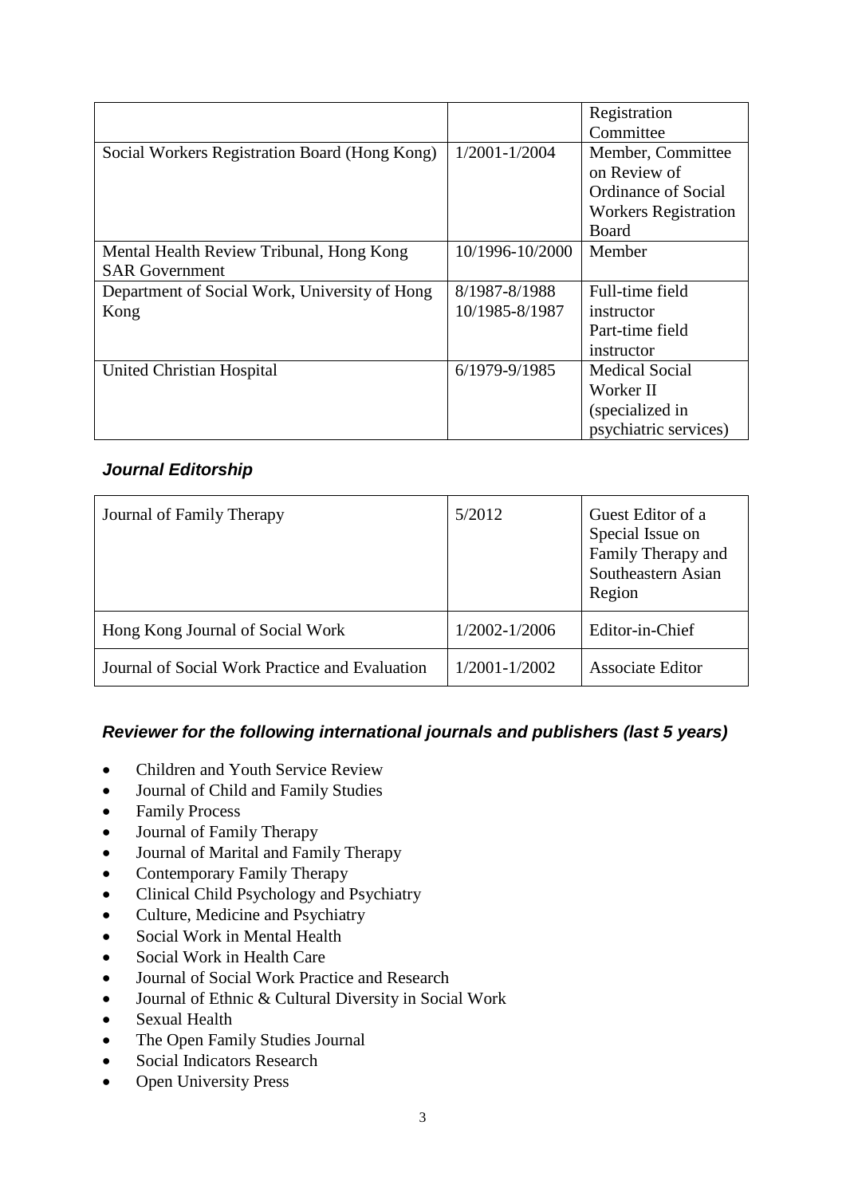| | | |
|---|---|---|
| | | Registration Committee |
| Social Workers Registration Board (Hong Kong) | 1/2001-1/2004 | Member, Committee on Review of Ordinance of Social Workers Registration Board |
| Mental Health Review Tribunal, Hong Kong SAR Government | 10/1996-10/2000 | Member |
| Department of Social Work, University of Hong Kong | 8/1987-8/1988<br>10/1985-8/1987 | Full-time field instructor<br>Part-time field instructor |
| United Christian Hospital | 6/1979-9/1985 | Medical Social Worker II (specialized in psychiatric services) |

### *Journal Editorship*

| | | |
|---|---|---|
| Journal of Family Therapy | 5/2012 | Guest Editor of a Special Issue on Family Therapy and Southeastern Asian Region |
| Hong Kong Journal of Social Work | 1/2002-1/2006 | Editor-in-Chief |
| Journal of Social Work Practice and Evaluation | 1/2001-1/2002 | Associate Editor |

### *Reviewer for the following international journals and publishers (last 5 years)*

- Children and Youth Service Review
- Journal of Child and Family Studies
- Family Process
- Journal of Family Therapy
- Journal of Marital and Family Therapy
- Contemporary Family Therapy
- Clinical Child Psychology and Psychiatry
- Culture, Medicine and Psychiatry
- Social Work in Mental Health
- Social Work in Health Care
- Journal of Social Work Practice and Research
- Journal of Ethnic & Cultural Diversity in Social Work
- Sexual Health
- The Open Family Studies Journal
- Social Indicators Research
- Open University Press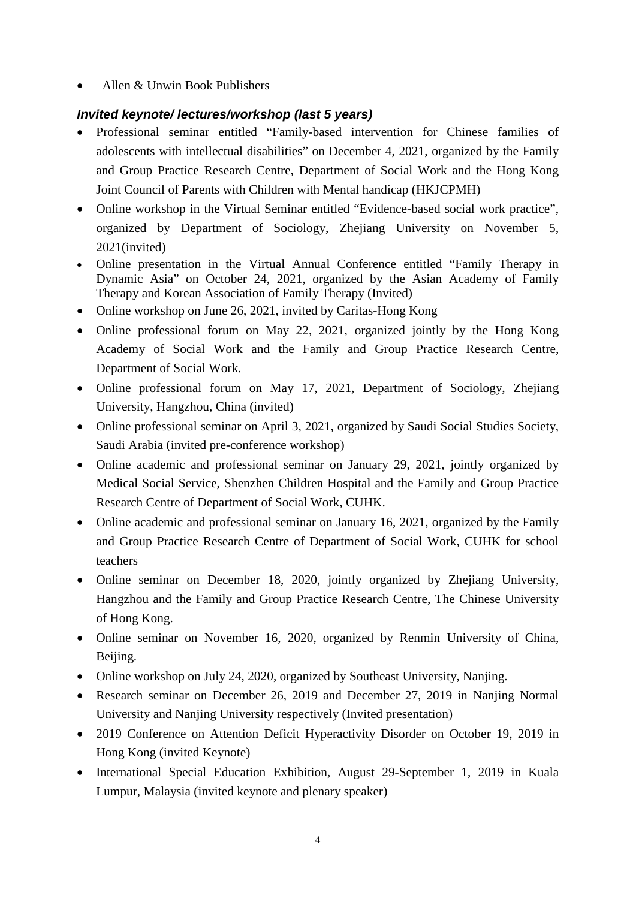- Allen & Unwin Book Publishers

### *Invited keynote/ lectures/workshop (last 5 years)*

- Professional seminar entitled "Family-based intervention for Chinese families of adolescents with intellectual disabilities" on December 4, 2021, organized by the Family and Group Practice Research Centre, Department of Social Work and the Hong Kong Joint Council of Parents with Children with Mental handicap (HKJCPMH)
- Online workshop in the Virtual Seminar entitled "Evidence-based social work practice", organized by Department of Sociology, Zhejiang University on November 5, 2021(invited)
- Online presentation in the Virtual Annual Conference entitled "Family Therapy in Dynamic Asia" on October 24, 2021, organized by the Asian Academy of Family Therapy and Korean Association of Family Therapy (Invited)
- Online workshop on June 26, 2021, invited by Caritas-Hong Kong
- Online professional forum on May 22, 2021, organized jointly by the Hong Kong Academy of Social Work and the Family and Group Practice Research Centre, Department of Social Work.
- Online professional forum on May 17, 2021, Department of Sociology, Zhejiang University, Hangzhou, China (invited)
- Online professional seminar on April 3, 2021, organized by Saudi Social Studies Society, Saudi Arabia (invited pre-conference workshop)
- Online academic and professional seminar on January 29, 2021, jointly organized by Medical Social Service, Shenzhen Children Hospital and the Family and Group Practice Research Centre of Department of Social Work, CUHK.
- Online academic and professional seminar on January 16, 2021, organized by the Family and Group Practice Research Centre of Department of Social Work, CUHK for school teachers
- Online seminar on December 18, 2020, jointly organized by Zhejiang University, Hangzhou and the Family and Group Practice Research Centre, The Chinese University of Hong Kong.
- Online seminar on November 16, 2020, organized by Renmin University of China, Beijing.
- Online workshop on July 24, 2020, organized by Southeast University, Nanjing.
- Research seminar on December 26, 2019 and December 27, 2019 in Nanjing Normal University and Nanjing University respectively (Invited presentation)
- 2019 Conference on Attention Deficit Hyperactivity Disorder on October 19, 2019 in Hong Kong (invited Keynote)
- International Special Education Exhibition, August 29-September 1, 2019 in Kuala Lumpur, Malaysia (invited keynote and plenary speaker)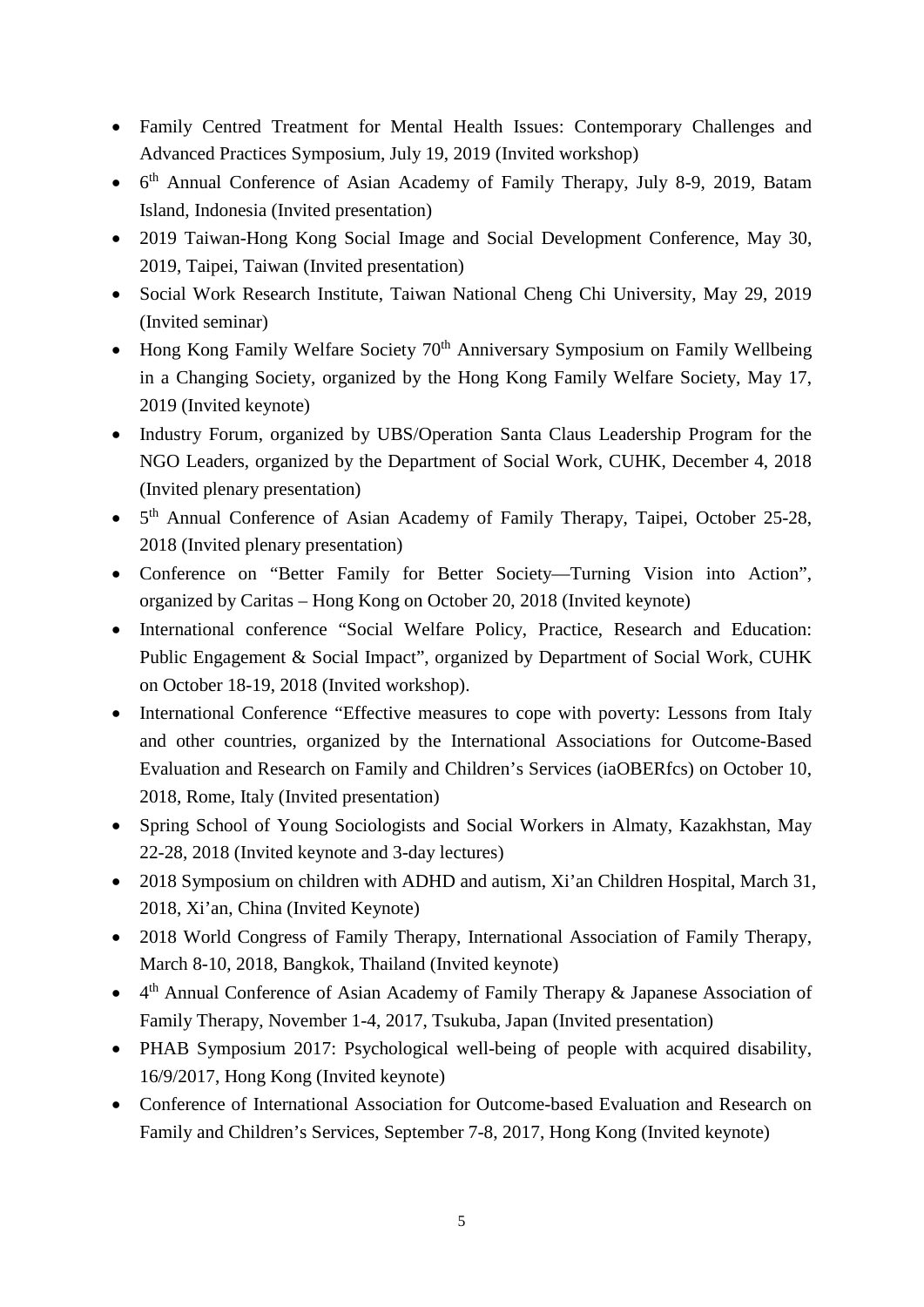- Family Centred Treatment for Mental Health Issues: Contemporary Challenges and Advanced Practices Symposium, July 19, 2019 (Invited workshop)
- 6th Annual Conference of Asian Academy of Family Therapy, July 8-9, 2019, Batam Island, Indonesia (Invited presentation)
- 2019 Taiwan-Hong Kong Social Image and Social Development Conference, May 30, 2019, Taipei, Taiwan (Invited presentation)
- Social Work Research Institute, Taiwan National Cheng Chi University, May 29, 2019 (Invited seminar)
- Hong Kong Family Welfare Society 70th Anniversary Symposium on Family Wellbeing in a Changing Society, organized by the Hong Kong Family Welfare Society, May 17, 2019 (Invited keynote)
- Industry Forum, organized by UBS/Operation Santa Claus Leadership Program for the NGO Leaders, organized by the Department of Social Work, CUHK, December 4, 2018 (Invited plenary presentation)
- 5th Annual Conference of Asian Academy of Family Therapy, Taipei, October 25-28, 2018 (Invited plenary presentation)
- Conference on "Better Family for Better Society—Turning Vision into Action", organized by Caritas – Hong Kong on October 20, 2018 (Invited keynote)
- International conference "Social Welfare Policy, Practice, Research and Education: Public Engagement & Social Impact", organized by Department of Social Work, CUHK on October 18-19, 2018 (Invited workshop).
- International Conference "Effective measures to cope with poverty: Lessons from Italy and other countries, organized by the International Associations for Outcome-Based Evaluation and Research on Family and Children's Services (iaOBERfcs) on October 10, 2018, Rome, Italy (Invited presentation)
- Spring School of Young Sociologists and Social Workers in Almaty, Kazakhstan, May 22-28, 2018 (Invited keynote and 3-day lectures)
- 2018 Symposium on children with ADHD and autism, Xi'an Children Hospital, March 31, 2018, Xi'an, China (Invited Keynote)
- 2018 World Congress of Family Therapy, International Association of Family Therapy, March 8-10, 2018, Bangkok, Thailand (Invited keynote)
- 4th Annual Conference of Asian Academy of Family Therapy & Japanese Association of Family Therapy, November 1-4, 2017, Tsukuba, Japan (Invited presentation)
- PHAB Symposium 2017: Psychological well-being of people with acquired disability, 16/9/2017, Hong Kong (Invited keynote)
- Conference of International Association for Outcome-based Evaluation and Research on Family and Children's Services, September 7-8, 2017, Hong Kong (Invited keynote)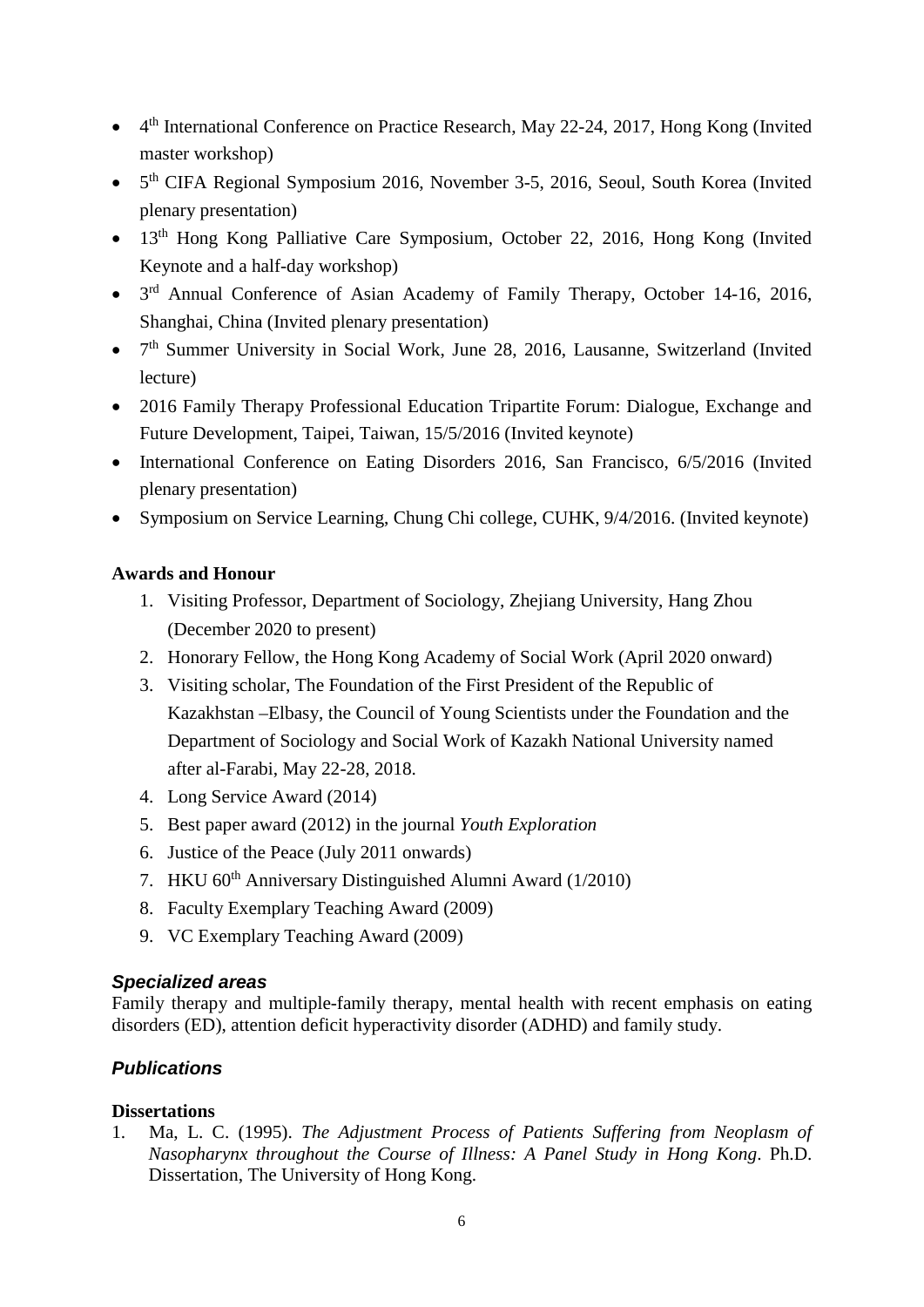- 4th International Conference on Practice Research, May 22-24, 2017, Hong Kong (Invited master workshop)
- 5th CIFA Regional Symposium 2016, November 3-5, 2016, Seoul, South Korea (Invited plenary presentation)
- 13th Hong Kong Palliative Care Symposium, October 22, 2016, Hong Kong (Invited Keynote and a half-day workshop)
- 3rd Annual Conference of Asian Academy of Family Therapy, October 14-16, 2016, Shanghai, China (Invited plenary presentation)
- 7th Summer University in Social Work, June 28, 2016, Lausanne, Switzerland (Invited lecture)
- 2016 Family Therapy Professional Education Tripartite Forum: Dialogue, Exchange and Future Development, Taipei, Taiwan, 15/5/2016 (Invited keynote)
- International Conference on Eating Disorders 2016, San Francisco, 6/5/2016 (Invited plenary presentation)
- Symposium on Service Learning, Chung Chi college, CUHK, 9/4/2016. (Invited keynote)

**Awards and Honour**

1. Visiting Professor, Department of Sociology, Zhejiang University, Hang Zhou (December 2020 to present)
2. Honorary Fellow, the Hong Kong Academy of Social Work (April 2020 onward)
3. Visiting scholar, The Foundation of the First President of the Republic of Kazakhstan –Elbasy, the Council of Young Scientists under the Foundation and the Department of Sociology and Social Work of Kazakh National University named after al-Farabi, May 22-28, 2018.
4. Long Service Award (2014)
5. Best paper award (2012) in the journal *Youth Exploration*
6. Justice of the Peace (July 2011 onwards)
7. HKU 60th Anniversary Distinguished Alumni Award (1/2010)
8. Faculty Exemplary Teaching Award (2009)
9. VC Exemplary Teaching Award (2009)

## *Specialized areas*

Family therapy and multiple-family therapy, mental health with recent emphasis on eating disorders (ED), attention deficit hyperactivity disorder (ADHD) and family study.

## *Publications*

**Dissertations**

1. Ma, L. C. (1995). *The Adjustment Process of Patients Suffering from Neoplasm of Nasopharynx throughout the Course of Illness: A Panel Study in Hong Kong*. Ph.D. Dissertation, The University of Hong Kong.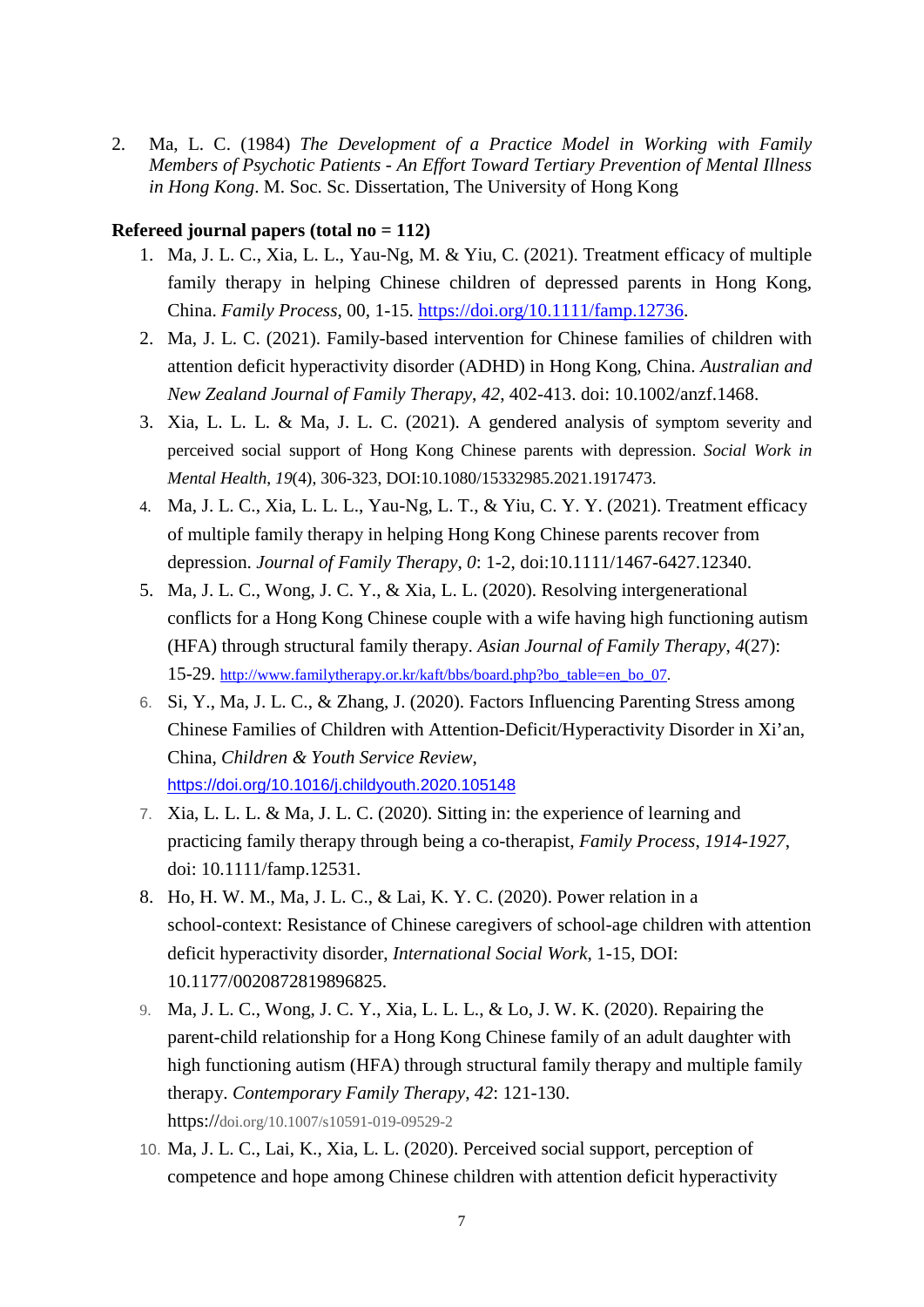2. Ma, L. C. (1984) *The Development of a Practice Model in Working with Family Members of Psychotic Patients - An Effort Toward Tertiary Prevention of Mental Illness in Hong Kong*. M. Soc. Sc. Dissertation, The University of Hong Kong

**Refereed journal papers (total no = 112)**

1. Ma, J. L. C., Xia, L. L., Yau-Ng, M. & Yiu, C. (2021). Treatment efficacy of multiple family therapy in helping Chinese children of depressed parents in Hong Kong, China. *Family Process*, 00, 1-15. https://doi.org/10.1111/famp.12736.
2. Ma, J. L. C. (2021). Family-based intervention for Chinese families of children with attention deficit hyperactivity disorder (ADHD) in Hong Kong, China. *Australian and New Zealand Journal of Family Therapy*, *42*, 402-413. doi: 10.1002/anzf.1468.
3. Xia, L. L. L. & Ma, J. L. C. (2021). A gendered analysis of symptom severity and perceived social support of Hong Kong Chinese parents with depression. *Social Work in Mental Health, 19*(4), 306-323, DOI:10.1080/15332985.2021.1917473.
4. Ma, J. L. C., Xia, L. L. L., Yau-Ng, L. T., & Yiu, C. Y. Y. (2021). Treatment efficacy of multiple family therapy in helping Hong Kong Chinese parents recover from depression. *Journal of Family Therapy*, *0*: 1-2, doi:10.1111/1467-6427.12340.
5. Ma, J. L. C., Wong, J. C. Y., & Xia, L. L. (2020). Resolving intergenerational conflicts for a Hong Kong Chinese couple with a wife having high functioning autism (HFA) through structural family therapy. *Asian Journal of Family Therapy*, *4*(27): 15-29. http://www.familytherapy.or.kr/kaft/bbs/board.php?bo_table=en_bo_07.
6. Si, Y., Ma, J. L. C., & Zhang, J. (2020). Factors Influencing Parenting Stress among Chinese Families of Children with Attention-Deficit/Hyperactivity Disorder in Xi'an, China, *Children & Youth Service Review*, https://doi.org/10.1016/j.childyouth.2020.105148
7. Xia, L. L. L. & Ma, J. L. C. (2020). Sitting in: the experience of learning and practicing family therapy through being a co-therapist, *Family Process*, *1914-1927*, doi: 10.1111/famp.12531.
8. Ho, H. W. M., Ma, J. L. C., & Lai, K. Y. C. (2020). Power relation in a school-context: Resistance of Chinese caregivers of school-age children with attention deficit hyperactivity disorder, *International Social Work*, 1-15, DOI: 10.1177/0020872819896825.
9. Ma, J. L. C., Wong, J. C. Y., Xia, L. L. L., & Lo, J. W. K. (2020). Repairing the parent-child relationship for a Hong Kong Chinese family of an adult daughter with high functioning autism (HFA) through structural family therapy and multiple family therapy. *Contemporary Family Therapy*, *42*: 121-130. https://doi.org/10.1007/s10591-019-09529-2
10. Ma, J. L. C., Lai, K., Xia, L. L. (2020). Perceived social support, perception of competence and hope among Chinese children with attention deficit hyperactivity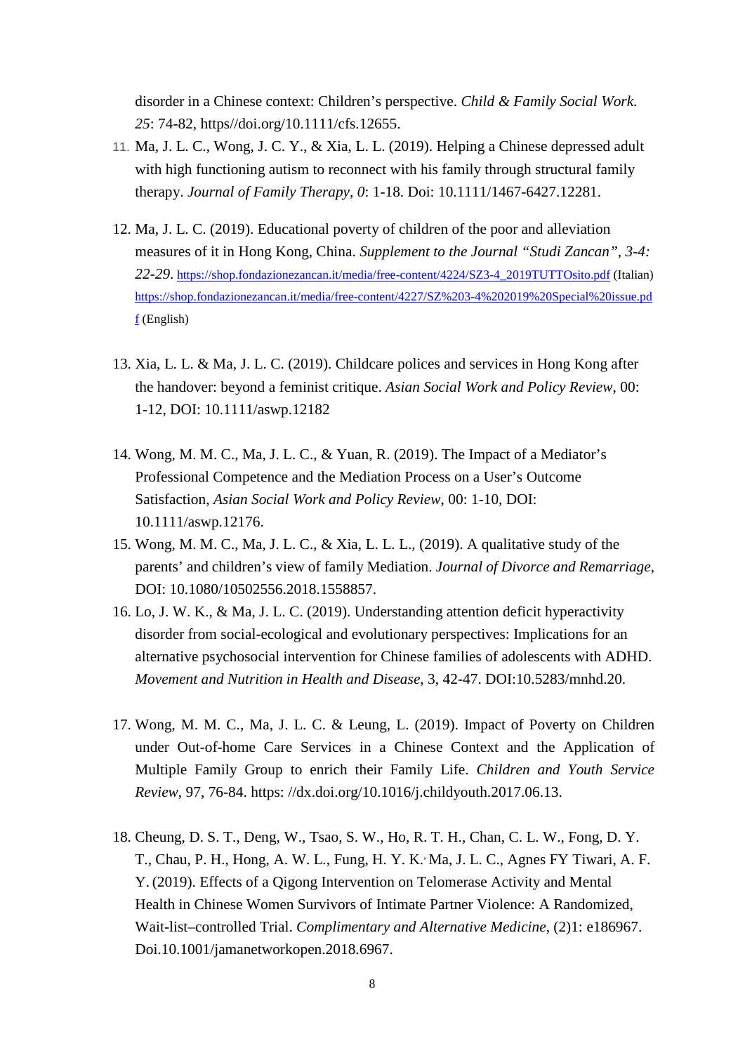disorder in a Chinese context: Children's perspective. *Child & Family Social Work. 25*: 74-82, https//doi.org/10.1111/cfs.12655.

11. Ma, J. L. C., Wong, J. C. Y., & Xia, L. L. (2019). Helping a Chinese depressed adult with high functioning autism to reconnect with his family through structural family therapy. *Journal of Family Therapy*, *0*: 1-18. Doi: 10.1111/1467-6427.12281.

12. Ma, J. L. C. (2019). Educational poverty of children of the poor and alleviation measures of it in Hong Kong, China. *Supplement to the Journal "Studi Zancan", 3-4: 22-29*. https://shop.fondazionezancan.it/media/free-content/4224/SZ3-4_2019TUTTOsito.pdf (Italian) https://shop.fondazionezancan.it/media/free-content/4227/SZ%203-4%202019%20Special%20issue.pdf (English)

13. Xia, L. L. & Ma, J. L. C. (2019). Childcare polices and services in Hong Kong after the handover: beyond a feminist critique. *Asian Social Work and Policy Review*, 00: 1-12, DOI: 10.1111/aswp.12182

14. Wong, M. M. C., Ma, J. L. C., & Yuan, R. (2019). The Impact of a Mediator's Professional Competence and the Mediation Process on a User's Outcome Satisfaction, *Asian Social Work and Policy Review*, 00: 1-10, DOI: 10.1111/aswp.12176.

15. Wong, M. M. C., Ma, J. L. C., & Xia, L. L. L., (2019). A qualitative study of the parents' and children's view of family Mediation. *Journal of Divorce and Remarriage*, DOI: 10.1080/10502556.2018.1558857.

16. Lo, J. W. K., & Ma, J. L. C. (2019). Understanding attention deficit hyperactivity disorder from social-ecological and evolutionary perspectives: Implications for an alternative psychosocial intervention for Chinese families of adolescents with ADHD. *Movement and Nutrition in Health and Disease*, 3, 42-47. DOI:10.5283/mnhd.20.

17. Wong, M. M. C., Ma, J. L. C. & Leung, L. (2019). Impact of Poverty on Children under Out-of-home Care Services in a Chinese Context and the Application of Multiple Family Group to enrich their Family Life. *Children and Youth Service Review*, 97, 76-84. https: //dx.doi.org/10.1016/j.childyouth.2017.06.13.

18. Cheung, D. S. T., Deng, W., Tsao, S. W., Ho, R. T. H., Chan, C. L. W., Fong, D. Y. T., Chau, P. H., Hong, A. W. L., Fung, H. Y. K., Ma, J. L. C., Agnes FY Tiwari, A. F. Y. (2019). Effects of a Qigong Intervention on Telomerase Activity and Mental Health in Chinese Women Survivors of Intimate Partner Violence: A Randomized, Wait-list–controlled Trial. *Complimentary and Alternative Medicine*, (2)1: e186967. Doi.10.1001/jamanetworkopen.2018.6967.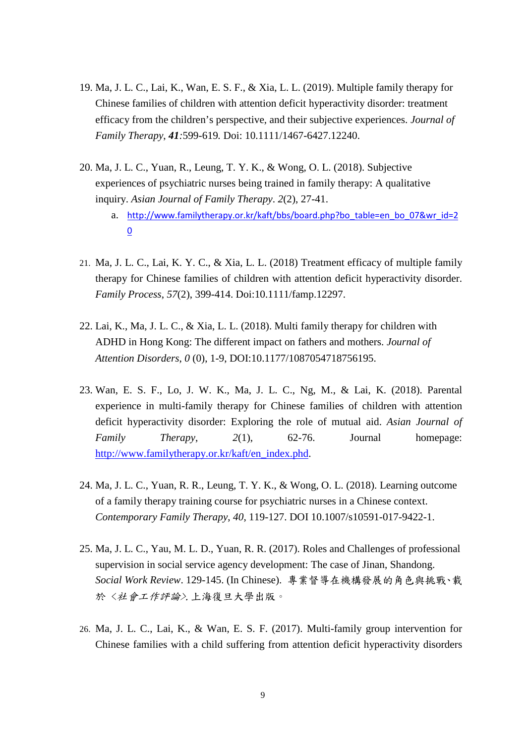19. Ma, J. L. C., Lai, K., Wan, E. S. F., & Xia, L. L. (2019). Multiple family therapy for Chinese families of children with attention deficit hyperactivity disorder: treatment efficacy from the children's perspective, and their subjective experiences. *Journal of Family Therapy*, ***41***:599-619*.* Doi: 10.1111/1467-6427.12240.

20. Ma, J. L. C., Yuan, R., Leung, T. Y. K., & Wong, O. L. (2018). Subjective experiences of psychiatric nurses being trained in family therapy: A qualitative inquiry. *Asian Journal of Family Therapy*. *2*(2), 27-41.
    a. http://www.familytherapy.or.kr/kaft/bbs/board.php?bo_table=en_bo_07&wr_id=20

21. Ma, J. L. C., Lai, K. Y. C., & Xia, L. L. (2018) Treatment efficacy of multiple family therapy for Chinese families of children with attention deficit hyperactivity disorder. *Family Process*, *57*(2), 399-414. Doi:10.1111/famp.12297.

22. Lai, K., Ma, J. L. C., & Xia, L. L. (2018). Multi family therapy for children with ADHD in Hong Kong: The different impact on fathers and mothers. *Journal of Attention Disorders*, *0* (0), 1-9, DOI:10.1177/1087054718756195.

23. Wan, E. S. F., Lo, J. W. K., Ma, J. L. C., Ng, M., & Lai, K. (2018). Parental experience in multi-family therapy for Chinese families of children with attention deficit hyperactivity disorder: Exploring the role of mutual aid. *Asian Journal of Family Therapy*, *2*(1), 62-76. Journal homepage: http://www.familytherapy.or.kr/kaft/en_index.phd.

24. Ma, J. L. C., Yuan, R. R., Leung, T. Y. K., & Wong, O. L. (2018). Learning outcome of a family therapy training course for psychiatric nurses in a Chinese context. *Contemporary Family Therapy*, *40*, 119-127. DOI 10.1007/s10591-017-9422-1.

25. Ma, J. L. C., Yau, M. L. D., Yuan, R. R. (2017). Roles and Challenges of professional supervision in social service agency development: The case of Jinan, Shandong. *Social Work Review*. 129-145. (In Chinese). 專業督導在機構發展的角色與挑戰、載於 <*社會工作評論*>. 上海復旦大學出版。

26. Ma, J. L. C., Lai, K., & Wan, E. S. F. (2017). Multi-family group intervention for Chinese families with a child suffering from attention deficit hyperactivity disorders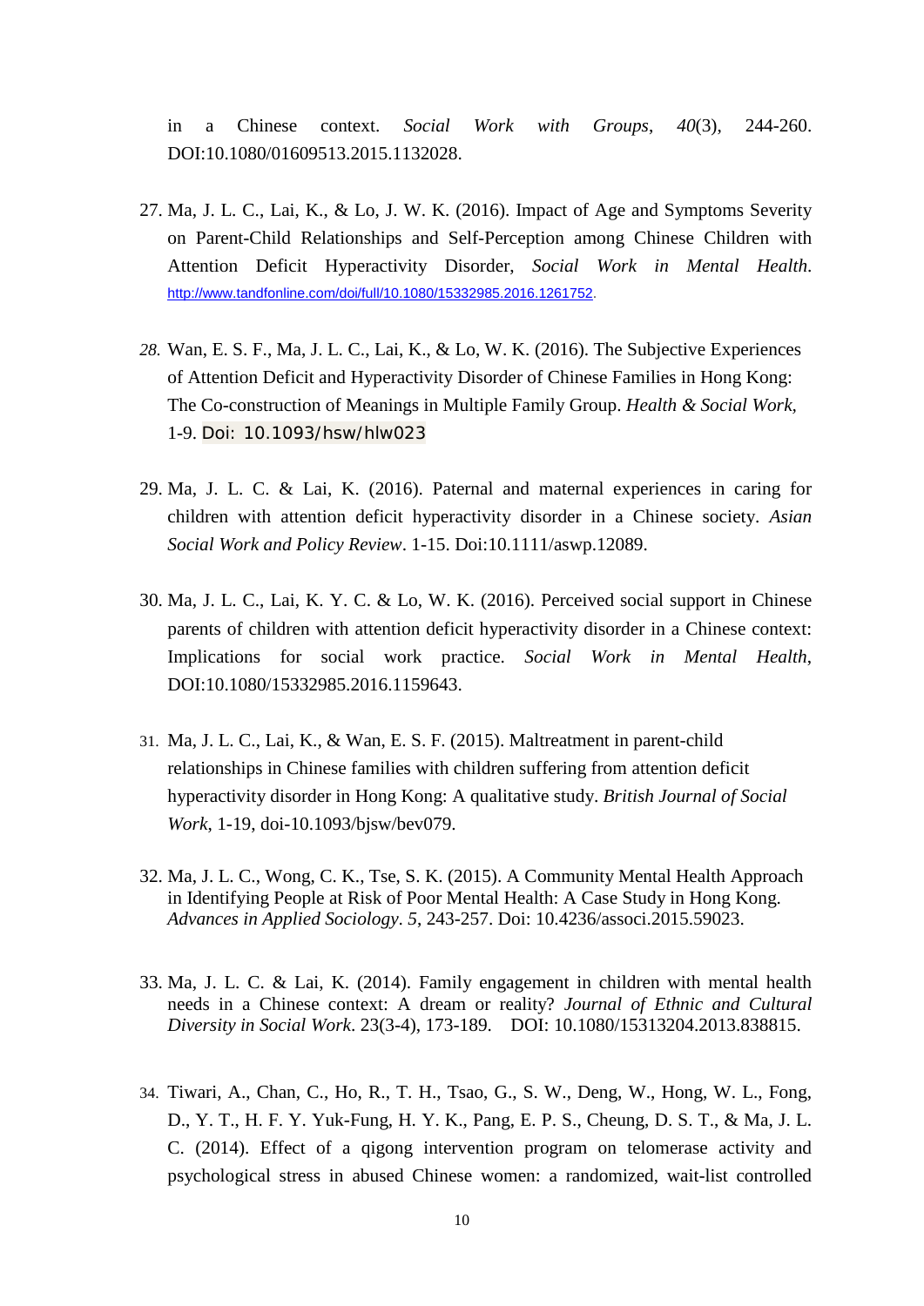in a Chinese context. *Social Work with Groups*, *40*(3), 244-260. DOI:10.1080/01609513.2015.1132028.

27. Ma, J. L. C., Lai, K., & Lo, J. W. K. (2016). Impact of Age and Symptoms Severity on Parent-Child Relationships and Self-Perception among Chinese Children with Attention Deficit Hyperactivity Disorder, *Social Work in Mental Health*. http://www.tandfonline.com/doi/full/10.1080/15332985.2016.1261752.

28. Wan, E. S. F., Ma, J. L. C., Lai, K., & Lo, W. K. (2016). The Subjective Experiences of Attention Deficit and Hyperactivity Disorder of Chinese Families in Hong Kong: The Co-construction of Meanings in Multiple Family Group. *Health & Social Work*, 1-9. Doi: 10.1093/hsw/hlw023

29. Ma, J. L. C. & Lai, K. (2016). Paternal and maternal experiences in caring for children with attention deficit hyperactivity disorder in a Chinese society. *Asian Social Work and Policy Review*. 1-15. Doi:10.1111/aswp.12089.

30. Ma, J. L. C., Lai, K. Y. C. & Lo, W. K. (2016). Perceived social support in Chinese parents of children with attention deficit hyperactivity disorder in a Chinese context: Implications for social work practice. *Social Work in Mental Health*, DOI:10.1080/15332985.2016.1159643.

31. Ma, J. L. C., Lai, K., & Wan, E. S. F. (2015). Maltreatment in parent-child relationships in Chinese families with children suffering from attention deficit hyperactivity disorder in Hong Kong: A qualitative study. *British Journal of Social Work*, 1-19, doi-10.1093/bjsw/bev079.

32. Ma, J. L. C., Wong, C. K., Tse, S. K. (2015). A Community Mental Health Approach in Identifying People at Risk of Poor Mental Health: A Case Study in Hong Kong. *Advances in Applied Sociology*. *5*, 243-257. Doi: 10.4236/associ.2015.59023.

33. Ma, J. L. C. & Lai, K. (2014). Family engagement in children with mental health needs in a Chinese context: A dream or reality? *Journal of Ethnic and Cultural Diversity in Social Work*. 23(3-4), 173-189. DOI: 10.1080/15313204.2013.838815.

34. Tiwari, A., Chan, C., Ho, R., T. H., Tsao, G., S. W., Deng, W., Hong, W. L., Fong, D., Y. T., H. F. Y. Yuk-Fung, H. Y. K., Pang, E. P. S., Cheung, D. S. T., & Ma, J. L. C. (2014). Effect of a qigong intervention program on telomerase activity and psychological stress in abused Chinese women: a randomized, wait-list controlled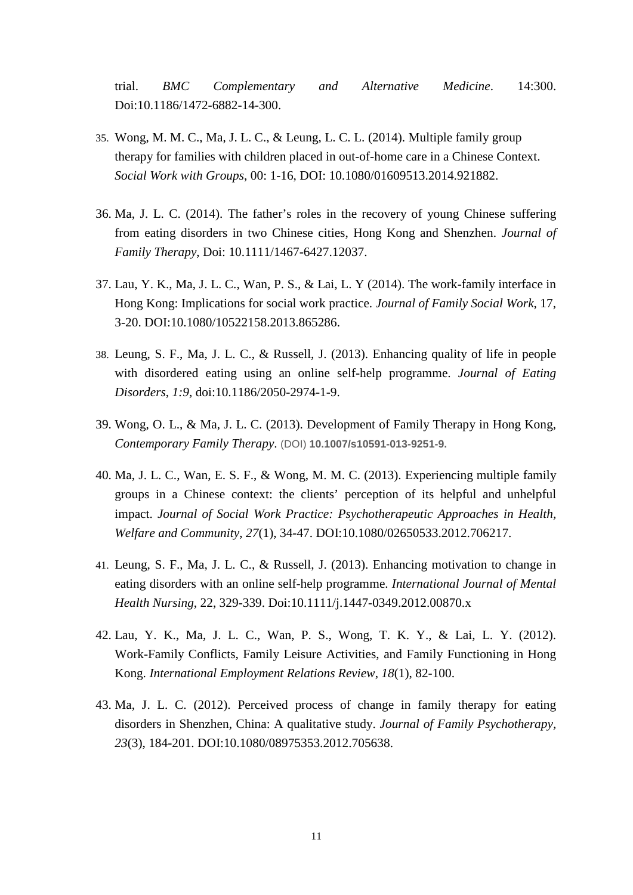trial. *BMC Complementary and Alternative Medicine*. 14:300. Doi:10.1186/1472-6882-14-300.

35. Wong, M. M. C., Ma, J. L. C., & Leung, L. C. L. (2014). Multiple family group therapy for families with children placed in out-of-home care in a Chinese Context. *Social Work with Groups*, 00: 1-16, DOI: 10.1080/01609513.2014.921882.

36. Ma, J. L. C. (2014). The father's roles in the recovery of young Chinese suffering from eating disorders in two Chinese cities, Hong Kong and Shenzhen. *Journal of Family Therapy*, Doi: 10.1111/1467-6427.12037.

37. Lau, Y. K., Ma, J. L. C., Wan, P. S., & Lai, L. Y (2014). The work-family interface in Hong Kong: Implications for social work practice. *Journal of Family Social Work*, 17, 3-20. DOI:10.1080/10522158.2013.865286.

38. Leung, S. F., Ma, J. L. C., & Russell, J. (2013). Enhancing quality of life in people with disordered eating using an online self-help programme. *Journal of Eating Disorders*, *1:9*, doi:10.1186/2050-2974-1-9.

39. Wong, O. L., & Ma, J. L. C. (2013). Development of Family Therapy in Hong Kong, *Contemporary Family Therapy*. (DOI) **10.1007/s10591-013-9251-9.**

40. Ma, J. L. C., Wan, E. S. F., & Wong, M. M. C. (2013). Experiencing multiple family groups in a Chinese context: the clients' perception of its helpful and unhelpful impact. *Journal of Social Work Practice: Psychotherapeutic Approaches in Health, Welfare and Community*, *27*(1), 34-47. DOI:10.1080/02650533.2012.706217.

41. Leung, S. F., Ma, J. L. C., & Russell, J. (2013). Enhancing motivation to change in eating disorders with an online self-help programme. *International Journal of Mental Health Nursing*, 22, 329-339. Doi:10.1111/j.1447-0349.2012.00870.x

42. Lau, Y. K., Ma, J. L. C., Wan, P. S., Wong, T. K. Y., & Lai, L. Y. (2012). Work-Family Conflicts, Family Leisure Activities, and Family Functioning in Hong Kong. *International Employment Relations Review*, *18*(1), 82-100.

43. Ma, J. L. C. (2012). Perceived process of change in family therapy for eating disorders in Shenzhen, China: A qualitative study. *Journal of Family Psychotherapy*, *23*(3), 184-201. DOI:10.1080/08975353.2012.705638.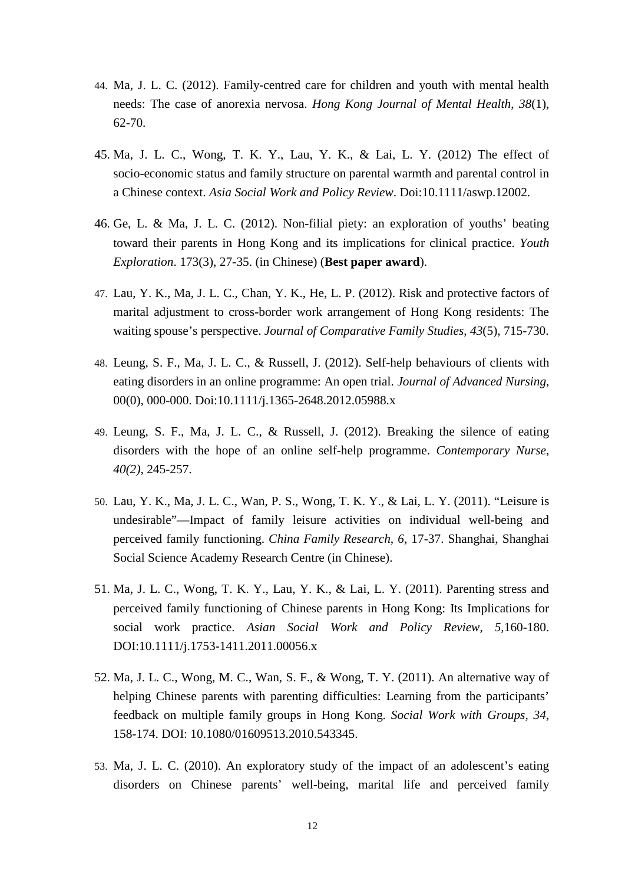44. Ma, J. L. C. (2012). Family-centred care for children and youth with mental health needs: The case of anorexia nervosa. *Hong Kong Journal of Mental Health*, *38*(1), 62-70.

45. Ma, J. L. C., Wong, T. K. Y., Lau, Y. K., & Lai, L. Y. (2012) The effect of socio-economic status and family structure on parental warmth and parental control in a Chinese context. *Asia Social Work and Policy Review*. Doi:10.1111/aswp.12002.

46. Ge, L. & Ma, J. L. C. (2012). Non-filial piety: an exploration of youths' beating toward their parents in Hong Kong and its implications for clinical practice. *Youth Exploration*. 173(3), 27-35. (in Chinese) (**Best paper award**).

47. Lau, Y. K., Ma, J. L. C., Chan, Y. K., He, L. P. (2012). Risk and protective factors of marital adjustment to cross-border work arrangement of Hong Kong residents: The waiting spouse's perspective. *Journal of Comparative Family Studies*, *43*(5), 715-730.

48. Leung, S. F., Ma, J. L. C., & Russell, J. (2012). Self-help behaviours of clients with eating disorders in an online programme: An open trial. *Journal of Advanced Nursing*, 00(0), 000-000. Doi:10.1111/j.1365-2648.2012.05988.x

49. Leung, S. F., Ma, J. L. C., & Russell, J. (2012). Breaking the silence of eating disorders with the hope of an online self-help programme. *Contemporary Nurse*, *40(2)*, 245-257.

50. Lau, Y. K., Ma, J. L. C., Wan, P. S., Wong, T. K. Y., & Lai, L. Y. (2011). "Leisure is undesirable"—Impact of family leisure activities on individual well-being and perceived family functioning. *China Family Research*, *6*, 17-37. Shanghai, Shanghai Social Science Academy Research Centre (in Chinese).

51. Ma, J. L. C., Wong, T. K. Y., Lau, Y. K., & Lai, L. Y. (2011). Parenting stress and perceived family functioning of Chinese parents in Hong Kong: Its Implications for social work practice. *Asian Social Work and Policy Review, 5*,160-180. DOI:10.1111/j.1753-1411.2011.00056.x

52. Ma, J. L. C., Wong, M. C., Wan, S. F., & Wong, T. Y. (2011). An alternative way of helping Chinese parents with parenting difficulties: Learning from the participants' feedback on multiple family groups in Hong Kong. *Social Work with Groups*, *34*, 158-174. DOI: 10.1080/01609513.2010.543345.

53. Ma, J. L. C. (2010). An exploratory study of the impact of an adolescent's eating disorders on Chinese parents' well-being, marital life and perceived family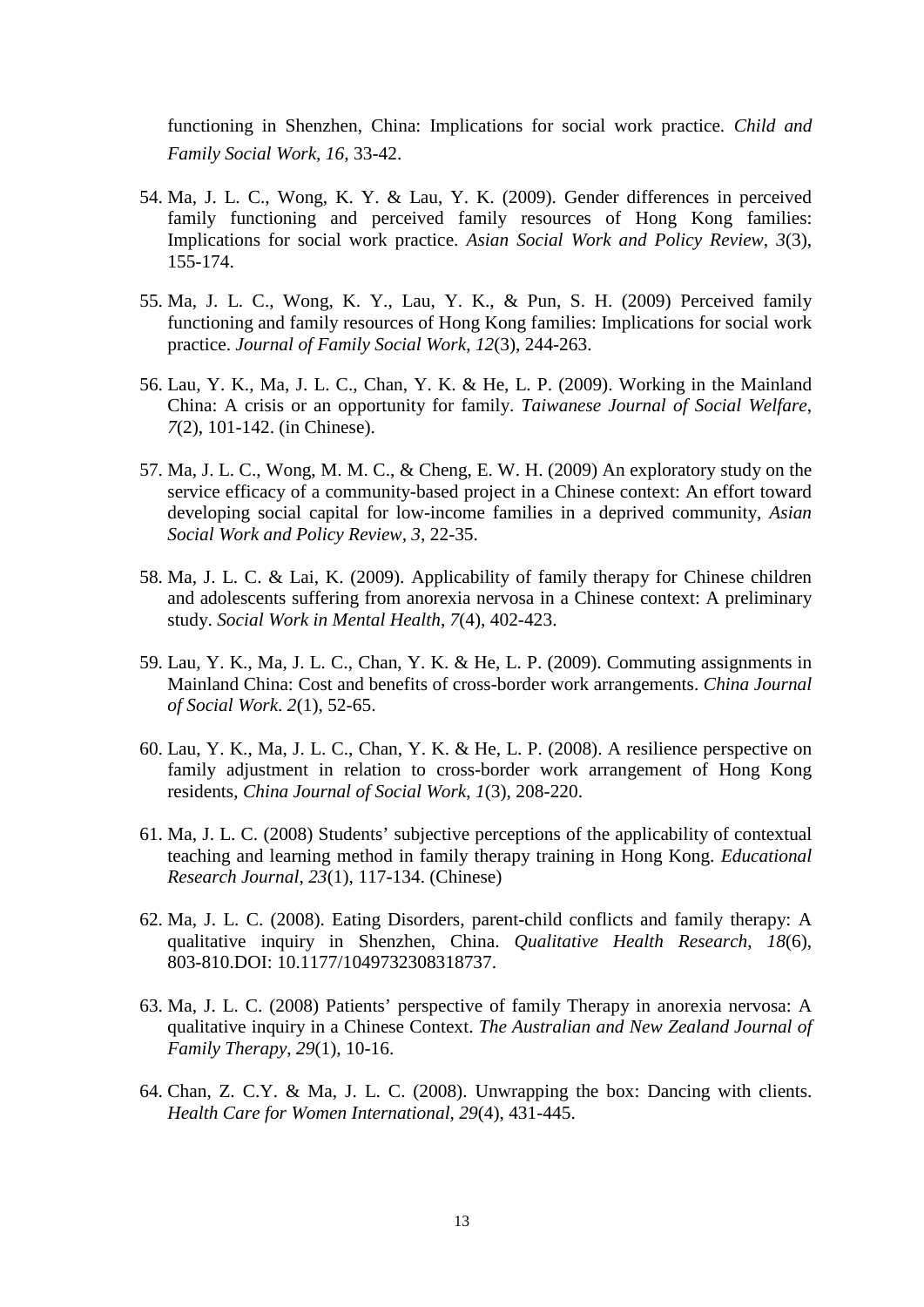functioning in Shenzhen, China: Implications for social work practice. *Child and Family Social Work*, *16*, 33-42.

54. Ma, J. L. C., Wong, K. Y. & Lau, Y. K. (2009). Gender differences in perceived family functioning and perceived family resources of Hong Kong families: Implications for social work practice. *Asian Social Work and Policy Review*, *3*(3), 155-174.

55. Ma, J. L. C., Wong, K. Y., Lau, Y. K., & Pun, S. H. (2009) Perceived family functioning and family resources of Hong Kong families: Implications for social work practice. *Journal of Family Social Work*, *12*(3), 244-263.

56. Lau, Y. K., Ma, J. L. C., Chan, Y. K. & He, L. P. (2009). Working in the Mainland China: A crisis or an opportunity for family. *Taiwanese Journal of Social Welfare*, *7*(2), 101-142. (in Chinese).

57. Ma, J. L. C., Wong, M. M. C., & Cheng, E. W. H. (2009) An exploratory study on the service efficacy of a community-based project in a Chinese context: An effort toward developing social capital for low-income families in a deprived community, *Asian Social Work and Policy Review, 3*, 22-35.

58. Ma, J. L. C. & Lai, K. (2009). Applicability of family therapy for Chinese children and adolescents suffering from anorexia nervosa in a Chinese context: A preliminary study. *Social Work in Mental Health*, *7*(4), 402-423.

59. Lau, Y. K., Ma, J. L. C., Chan, Y. K. & He, L. P. (2009). Commuting assignments in Mainland China: Cost and benefits of cross-border work arrangements. *China Journal of Social Work*. *2*(1), 52-65.

60. Lau, Y. K., Ma, J. L. C., Chan, Y. K. & He, L. P. (2008). A resilience perspective on family adjustment in relation to cross-border work arrangement of Hong Kong residents, *China Journal of Social Work*, *1*(3), 208-220.

61. Ma, J. L. C. (2008) Students' subjective perceptions of the applicability of contextual teaching and learning method in family therapy training in Hong Kong. *Educational Research Journal*, *23*(1), 117-134. (Chinese)

62. Ma, J. L. C. (2008). Eating Disorders, parent-child conflicts and family therapy: A qualitative inquiry in Shenzhen, China. *Qualitative Health Research*, *18*(6), 803-810.DOI: 10.1177/1049732308318737.

63. Ma, J. L. C. (2008) Patients' perspective of family Therapy in anorexia nervosa: A qualitative inquiry in a Chinese Context. *The Australian and New Zealand Journal of Family Therapy, 29*(1), 10-16.

64. Chan, Z. C.Y. & Ma, J. L. C. (2008). Unwrapping the box: Dancing with clients. *Health Care for Women International*, *29*(4), 431-445.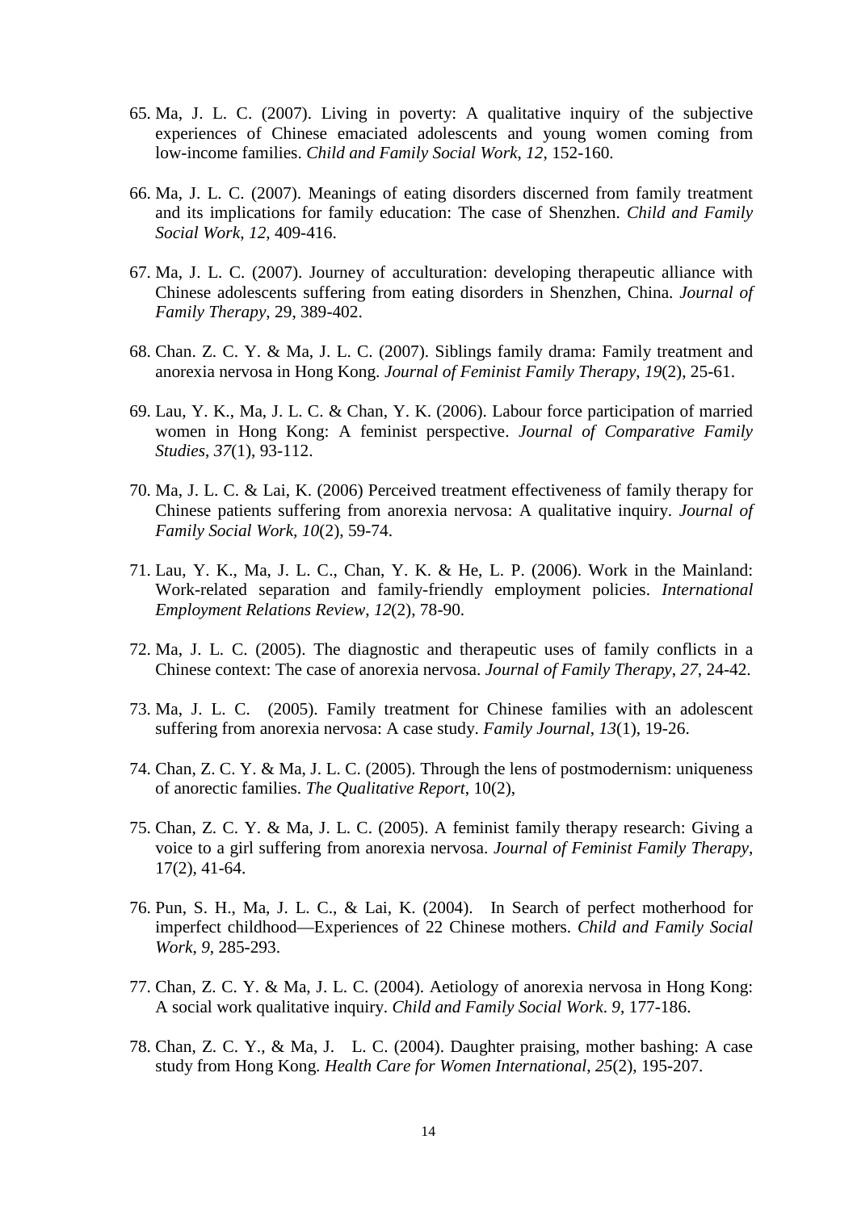65. Ma, J. L. C. (2007). Living in poverty: A qualitative inquiry of the subjective experiences of Chinese emaciated adolescents and young women coming from low-income families. *Child and Family Social Work, 12*, 152-160.

66. Ma, J. L. C. (2007). Meanings of eating disorders discerned from family treatment and its implications for family education: The case of Shenzhen. *Child and Family Social Work*, *12*, 409-416.

67. Ma, J. L. C. (2007). Journey of acculturation: developing therapeutic alliance with Chinese adolescents suffering from eating disorders in Shenzhen, China. *Journal of Family Therapy*, 29, 389-402.

68. Chan. Z. C. Y. & Ma, J. L. C. (2007). Siblings family drama: Family treatment and anorexia nervosa in Hong Kong. *Journal of Feminist Family Therapy*, *19*(2), 25-61.

69. Lau, Y. K., Ma, J. L. C. & Chan, Y. K. (2006). Labour force participation of married women in Hong Kong: A feminist perspective. *Journal of Comparative Family Studies*, *37*(1), 93-112.

70. Ma, J. L. C. & Lai, K. (2006) Perceived treatment effectiveness of family therapy for Chinese patients suffering from anorexia nervosa: A qualitative inquiry. *Journal of Family Social Work*, *10*(2), 59-74.

71. Lau, Y. K., Ma, J. L. C., Chan, Y. K. & He, L. P. (2006). Work in the Mainland: Work-related separation and family-friendly employment policies. *International Employment Relations Review*, *12*(2), 78-90.

72. Ma, J. L. C. (2005). The diagnostic and therapeutic uses of family conflicts in a Chinese context: The case of anorexia nervosa. *Journal of Family Therapy*, *27*, 24-42.

73. Ma, J. L. C. (2005). Family treatment for Chinese families with an adolescent suffering from anorexia nervosa: A case study. *Family Journal*, *13*(1), 19-26.

74. Chan, Z. C. Y. & Ma, J. L. C. (2005). Through the lens of postmodernism: uniqueness of anorectic families. *The Qualitative Report*, 10(2),

75. Chan, Z. C. Y. & Ma, J. L. C. (2005). A feminist family therapy research: Giving a voice to a girl suffering from anorexia nervosa. *Journal of Feminist Family Therapy*, 17(2), 41-64.

76. Pun, S. H., Ma, J. L. C., & Lai, K. (2004). In Search of perfect motherhood for imperfect childhood—Experiences of 22 Chinese mothers. *Child and Family Social Work*, *9*, 285-293.

77. Chan, Z. C. Y. & Ma, J. L. C. (2004). Aetiology of anorexia nervosa in Hong Kong: A social work qualitative inquiry. *Child and Family Social Work*. *9*, 177-186.

78. Chan, Z. C. Y., & Ma, J. L. C. (2004). Daughter praising, mother bashing: A case study from Hong Kong. *Health Care for Women International*, *25*(2), 195-207.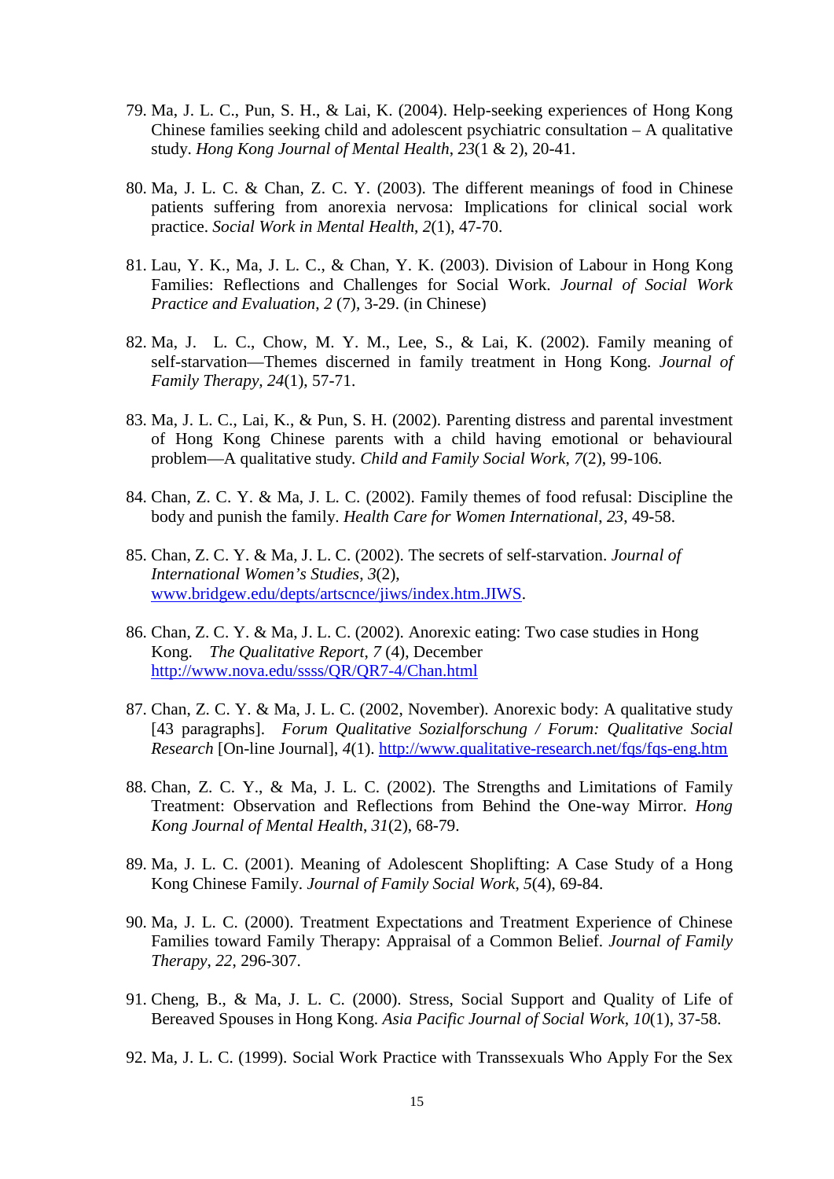79. Ma, J. L. C., Pun, S. H., & Lai, K. (2004). Help-seeking experiences of Hong Kong Chinese families seeking child and adolescent psychiatric consultation – A qualitative study. *Hong Kong Journal of Mental Health*, *23*(1 & 2), 20-41.

80. Ma, J. L. C. & Chan, Z. C. Y. (2003). The different meanings of food in Chinese patients suffering from anorexia nervosa: Implications for clinical social work practice. *Social Work in Mental Health*, *2*(1), 47-70.

81. Lau, Y. K., Ma, J. L. C., & Chan, Y. K. (2003). Division of Labour in Hong Kong Families: Reflections and Challenges for Social Work. *Journal of Social Work Practice and Evaluation*, *2* (7), 3-29. (in Chinese)

82. Ma, J. L. C., Chow, M. Y. M., Lee, S., & Lai, K. (2002). Family meaning of self-starvation—Themes discerned in family treatment in Hong Kong. *Journal of Family Therapy*, *24*(1), 57-71.

83. Ma, J. L. C., Lai, K., & Pun, S. H. (2002). Parenting distress and parental investment of Hong Kong Chinese parents with a child having emotional or behavioural problem—A qualitative study. *Child and Family Social Work*, *7*(2), 99-106.

84. Chan, Z. C. Y. & Ma, J. L. C. (2002). Family themes of food refusal: Discipline the body and punish the family. *Health Care for Women International*, *23*, 49-58.

85. Chan, Z. C. Y. & Ma, J. L. C. (2002). The secrets of self-starvation. *Journal of International Women's Studies*, *3*(2), [www.bridgew.edu/depts/artscnce/jiws/index.htm.JIWS](www.bridgew.edu/depts/artscnce/jiws/index.htm.JIWS).

86. Chan, Z. C. Y. & Ma, J. L. C. (2002). Anorexic eating: Two case studies in Hong Kong. *The Qualitative Report*, *7* (4), December [http://www.nova.edu/ssss/QR/QR7-4/Chan.html](http://www.nova.edu/ssss/QR/QR7-4/Chan.html)

87. Chan, Z. C. Y. & Ma, J. L. C. (2002, November). Anorexic body: A qualitative study [43 paragraphs]. *Forum Qualitative Sozialforschung / Forum: Qualitative Social Research* [On-line Journal], *4*(1). [http://www.qualitative-research.net/fqs/fqs-eng.htm](http://www.qualitative-research.net/fqs/fqs-eng.htm)

88. Chan, Z. C. Y., & Ma, J. L. C. (2002). The Strengths and Limitations of Family Treatment: Observation and Reflections from Behind the One-way Mirror. *Hong Kong Journal of Mental Health*, *31*(2), 68-79.

89. Ma, J. L. C. (2001). Meaning of Adolescent Shoplifting: A Case Study of a Hong Kong Chinese Family. *Journal of Family Social Work*, *5*(4), 69-84.

90. Ma, J. L. C. (2000). Treatment Expectations and Treatment Experience of Chinese Families toward Family Therapy: Appraisal of a Common Belief. *Journal of Family Therapy*, *22*, 296-307.

91. Cheng, B., & Ma, J. L. C. (2000). Stress, Social Support and Quality of Life of Bereaved Spouses in Hong Kong. *Asia Pacific Journal of Social Work*, *10*(1), 37-58.

92. Ma, J. L. C. (1999). Social Work Practice with Transsexuals Who Apply For the Sex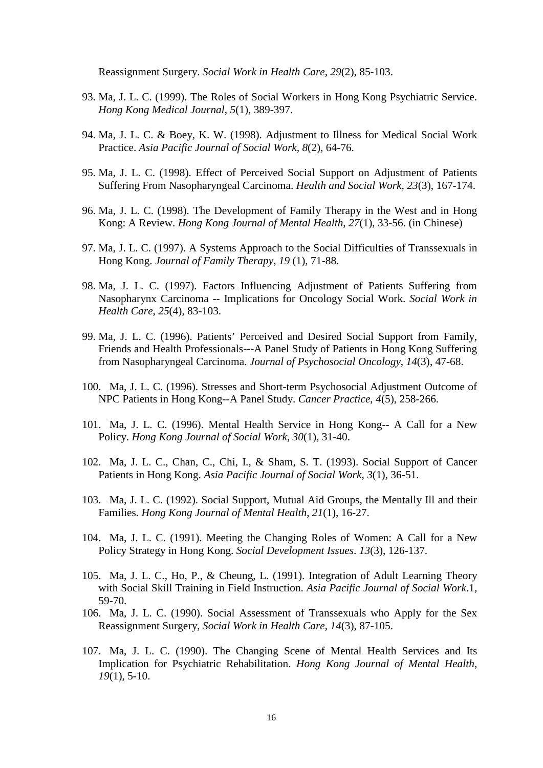Reassignment Surgery. *Social Work in Health Care*, *29*(2), 85-103.

93. Ma, J. L. C. (1999). The Roles of Social Workers in Hong Kong Psychiatric Service. *Hong Kong Medical Journal*, *5*(1), 389-397.

94. Ma, J. L. C. & Boey, K. W. (1998). Adjustment to Illness for Medical Social Work Practice. *Asia Pacific Journal of Social Work*, *8*(2), 64-76.

95. Ma, J. L. C. (1998). Effect of Perceived Social Support on Adjustment of Patients Suffering From Nasopharyngeal Carcinoma. *Health and Social Work*, *23*(3), 167-174.

96. Ma, J. L. C. (1998). The Development of Family Therapy in the West and in Hong Kong: A Review. *Hong Kong Journal of Mental Health*, *27*(1), 33-56. (in Chinese)

97. Ma, J. L. C. (1997). A Systems Approach to the Social Difficulties of Transsexuals in Hong Kong. *Journal of Family Therapy*, *19* (1), 71-88.

98. Ma, J. L. C. (1997). Factors Influencing Adjustment of Patients Suffering from Nasopharynx Carcinoma -- Implications for Oncology Social Work. *Social Work in Health Care*, *25*(4), 83-103.

99. Ma, J. L. C. (1996). Patients' Perceived and Desired Social Support from Family, Friends and Health Professionals---A Panel Study of Patients in Hong Kong Suffering from Nasopharyngeal Carcinoma. *Journal of Psychosocial Oncology*, *14*(3), 47-68.

100. Ma, J. L. C. (1996). Stresses and Short-term Psychosocial Adjustment Outcome of NPC Patients in Hong Kong--A Panel Study. *Cancer Practice*, *4*(5), 258-266.

101. Ma, J. L. C. (1996). Mental Health Service in Hong Kong-- A Call for a New Policy. *Hong Kong Journal of Social Work*, *30*(1), 31-40.

102. Ma, J. L. C., Chan, C., Chi, I., & Sham, S. T. (1993). Social Support of Cancer Patients in Hong Kong. *Asia Pacific Journal of Social Work*, *3*(1), 36-51.

103. Ma, J. L. C. (1992). Social Support, Mutual Aid Groups, the Mentally Ill and their Families. *Hong Kong Journal of Mental Health*, *21*(1), 16-27.

104. Ma, J. L. C. (1991). Meeting the Changing Roles of Women: A Call for a New Policy Strategy in Hong Kong. *Social Development Issues*. *13*(3), 126-137.

105. Ma, J. L. C., Ho, P., & Cheung, L. (1991). Integration of Adult Learning Theory with Social Skill Training in Field Instruction. *Asia Pacific Journal of Social Work*.1, 59-70.

106. Ma, J. L. C. (1990). Social Assessment of Transsexuals who Apply for the Sex Reassignment Surgery, *Social Work in Health Care*, *14*(3), 87-105.

107. Ma, J. L. C. (1990). The Changing Scene of Mental Health Services and Its Implication for Psychiatric Rehabilitation. *Hong Kong Journal of Mental Health*, *19*(1), 5-10.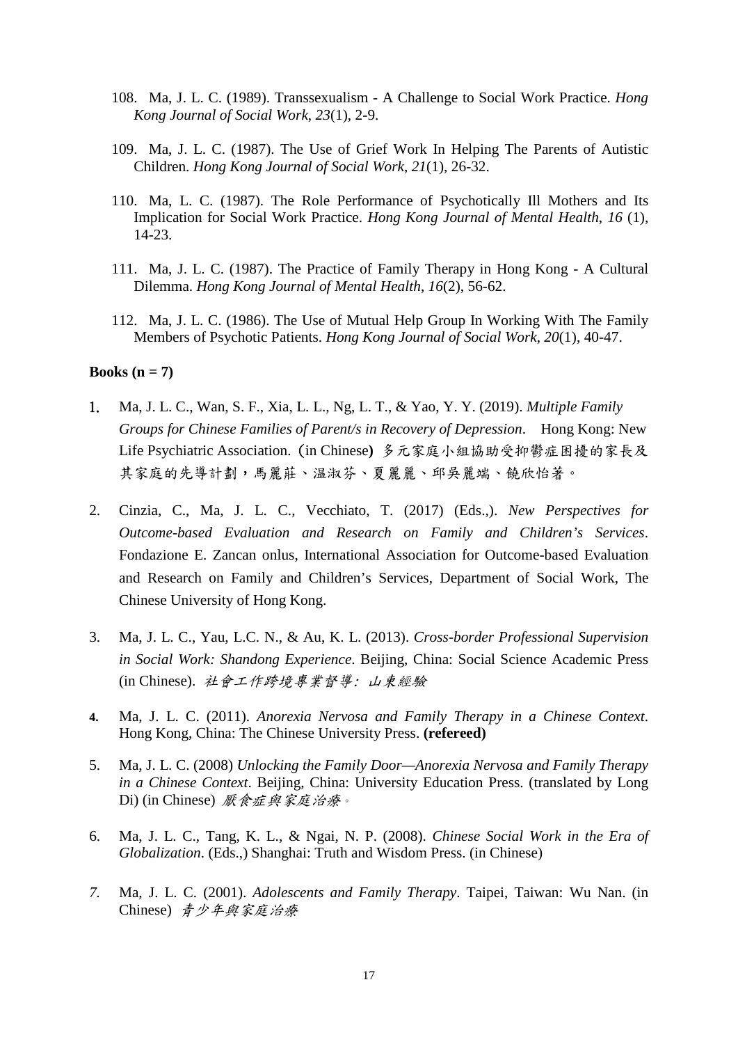108. Ma, J. L. C. (1989). Transsexualism - A Challenge to Social Work Practice. *Hong Kong Journal of Social Work*, *23*(1), 2-9.

109. Ma, J. L. C. (1987). The Use of Grief Work In Helping The Parents of Autistic Children. *Hong Kong Journal of Social Work*, *21*(1), 26-32.

110. Ma, L. C. (1987). The Role Performance of Psychotically Ill Mothers and Its Implication for Social Work Practice. *Hong Kong Journal of Mental Health*, *16* (1), 14-23.

111. Ma, J. L. C. (1987). The Practice of Family Therapy in Hong Kong - A Cultural Dilemma. *Hong Kong Journal of Mental Health*, *16*(2), 56-62.

112. Ma, J. L. C. (1986). The Use of Mutual Help Group In Working With The Family Members of Psychotic Patients. *Hong Kong Journal of Social Work*, *20*(1), 40-47.

**Books (n = 7)**

1. Ma, J. L. C., Wan, S. F., Xia, L. L., Ng, L. T., & Yao, Y. Y. (2019). *Multiple Family Groups for Chinese Families of Parent/s in Recovery of Depression*. Hong Kong: New Life Psychiatric Association. (in Chinese) 多元家庭小組協助受抑鬱症困擾的家長及其家庭的先導計劃，馬麗莊、温淑芬、夏麗麗、邱吳麗端、饒欣怡著。

2. Cinzia, C., Ma, J. L. C., Vecchiato, T. (2017) (Eds.,). *New Perspectives for Outcome-based Evaluation and Research on Family and Children's Services*. Fondazione E. Zancan onlus, International Association for Outcome-based Evaluation and Research on Family and Children's Services, Department of Social Work, The Chinese University of Hong Kong.

3. Ma, J. L. C., Yau, L.C. N., & Au, K. L. (2013). *Cross-border Professional Supervision in Social Work: Shandong Experience*. Beijing, China: Social Science Academic Press (in Chinese). *社會工作跨境專業督導：山東經驗*

4. Ma, J. L. C. (2011). *Anorexia Nervosa and Family Therapy in a Chinese Context*. Hong Kong, China: The Chinese University Press. **(refereed)**

5. Ma, J. L. C. (2008) *Unlocking the Family Door—Anorexia Nervosa and Family Therapy in a Chinese Context*. Beijing, China: University Education Press. (translated by Long Di) (in Chinese) *厭食症與家庭治療。*

6. Ma, J. L. C., Tang, K. L., & Ngai, N. P. (2008). *Chinese Social Work in the Era of Globalization*. (Eds.,) Shanghai: Truth and Wisdom Press. (in Chinese)

7. Ma, J. L. C. (2001). *Adolescents and Family Therapy*. Taipei, Taiwan: Wu Nan. (in Chinese) *青少年與家庭治療*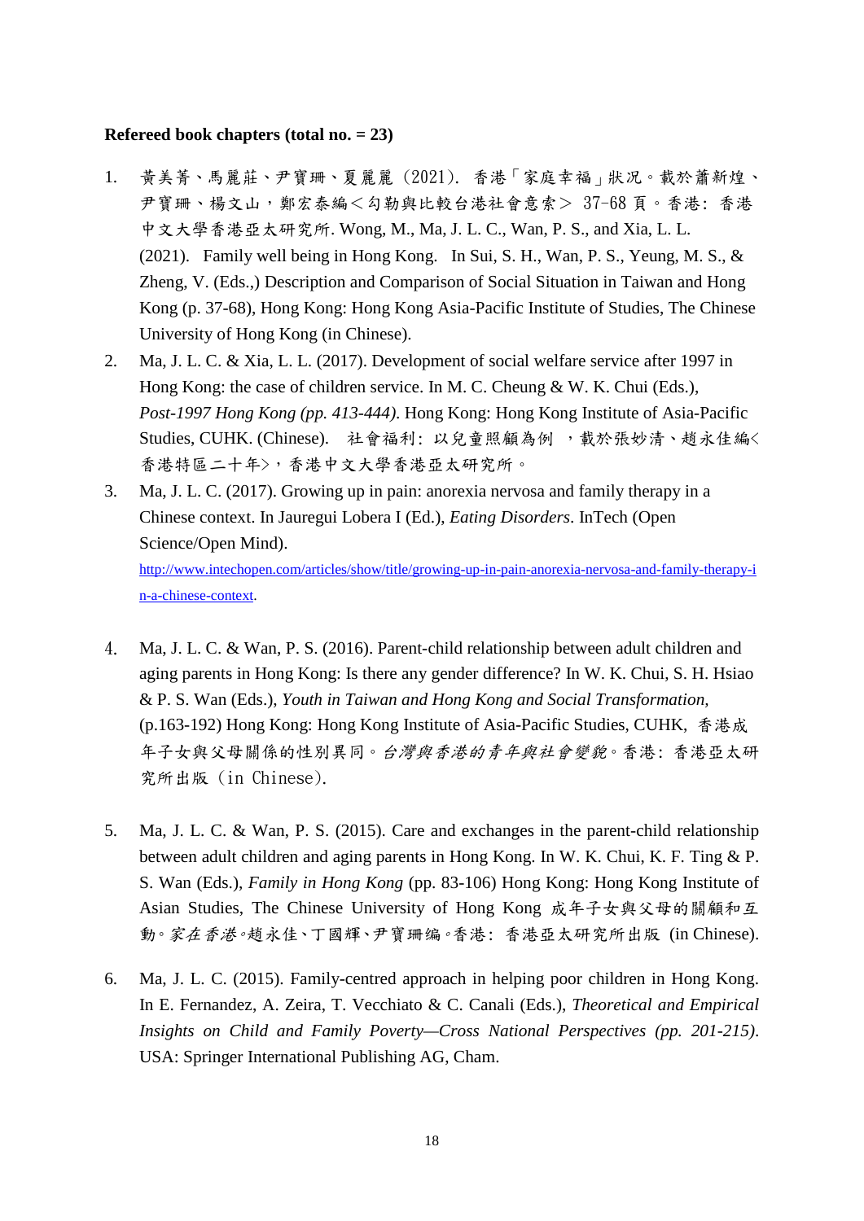**Refereed book chapters (total no. = 23)**

1. 黃美菁、馬麗莊、尹寶珊、夏麗麗（2021）. 香港「家庭幸福」狀況。載於蕭新煌、尹寶珊、楊文山，鄭宏泰編＜勾勒與比較台港社會意索＞ 37-68 頁。香港: 香港中文大學香港亞太研究所. Wong, M., Ma, J. L. C., Wan, P. S., and Xia, L. L. (2021). Family well being in Hong Kong. In Sui, S. H., Wan, P. S., Yeung, M. S., & Zheng, V. (Eds.,) Description and Comparison of Social Situation in Taiwan and Hong Kong (p. 37-68), Hong Kong: Hong Kong Asia-Pacific Institute of Studies, The Chinese University of Hong Kong (in Chinese).
2. Ma, J. L. C. & Xia, L. L. (2017). Development of social welfare service after 1997 in Hong Kong: the case of children service. In M. C. Cheung & W. K. Chui (Eds.), *Post-1997 Hong Kong (pp. 413-444)*. Hong Kong: Hong Kong Institute of Asia-Pacific Studies, CUHK. (Chinese). 社會福利: 以兒童照顧為例 ，載於張妙清、趙永佳編<香港特區二十年>，香港中文大學香港亞太研究所。
3. Ma, J. L. C. (2017). Growing up in pain: anorexia nervosa and family therapy in a Chinese context. In Jauregui Lobera I (Ed.), *Eating Disorders*. InTech (Open Science/Open Mind). http://www.intechopen.com/articles/show/title/growing-up-in-pain-anorexia-nervosa-and-family-therapy-in-a-chinese-context.
4. Ma, J. L. C. & Wan, P. S. (2016). Parent-child relationship between adult children and aging parents in Hong Kong: Is there any gender difference? In W. K. Chui, S. H. Hsiao & P. S. Wan (Eds.), *Youth in Taiwan and Hong Kong and Social Transformation*, (p.163-192) Hong Kong: Hong Kong Institute of Asia-Pacific Studies, CUHK, 香港成年子女與父母關係的性別異同。*台灣與香港的青年與社會變貌*。香港: 香港亞太研究所出版（in Chinese).
5. Ma, J. L. C. & Wan, P. S. (2015). Care and exchanges in the parent-child relationship between adult children and aging parents in Hong Kong. In W. K. Chui, K. F. Ting & P. S. Wan (Eds.), *Family in Hong Kong* (pp. 83-106) Hong Kong: Hong Kong Institute of Asian Studies, The Chinese University of Hong Kong 成年子女與父母的關顧和互動。*家在香港*。趙永佳、丁國輝、尹寶珊編。香港: 香港亞太研究所出版 (in Chinese).
6. Ma, J. L. C. (2015). Family-centred approach in helping poor children in Hong Kong. In E. Fernandez, A. Zeira, T. Vecchiato & C. Canali (Eds.), *Theoretical and Empirical Insights on Child and Family Poverty—Cross National Perspectives (pp. 201-215)*. USA: Springer International Publishing AG, Cham.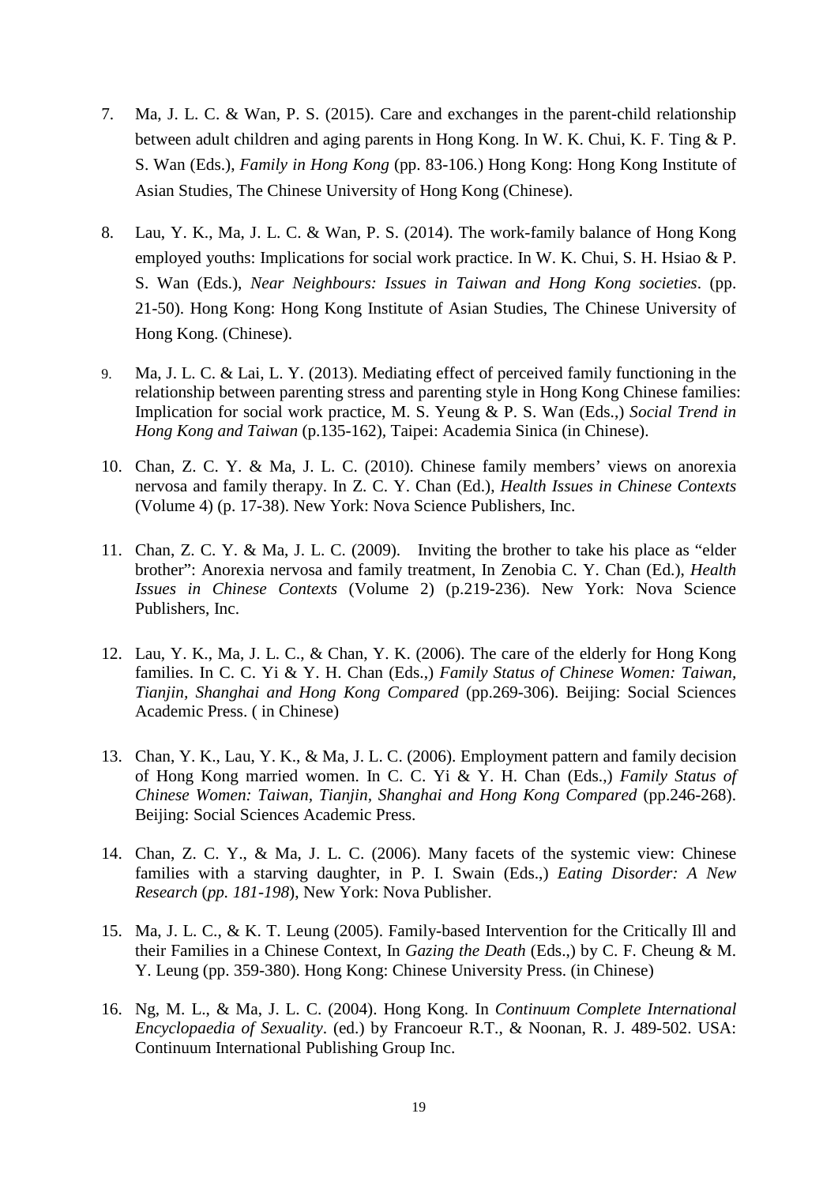7. Ma, J. L. C. & Wan, P. S. (2015). Care and exchanges in the parent-child relationship between adult children and aging parents in Hong Kong. In W. K. Chui, K. F. Ting & P. S. Wan (Eds.), *Family in Hong Kong* (pp. 83-106.) Hong Kong: Hong Kong Institute of Asian Studies, The Chinese University of Hong Kong (Chinese).

8. Lau, Y. K., Ma, J. L. C. & Wan, P. S. (2014). The work-family balance of Hong Kong employed youths: Implications for social work practice. In W. K. Chui, S. H. Hsiao & P. S. Wan (Eds.), *Near Neighbours: Issues in Taiwan and Hong Kong societies*. (pp. 21-50). Hong Kong: Hong Kong Institute of Asian Studies, The Chinese University of Hong Kong. (Chinese).

9. Ma, J. L. C. & Lai, L. Y. (2013). Mediating effect of perceived family functioning in the relationship between parenting stress and parenting style in Hong Kong Chinese families: Implication for social work practice, M. S. Yeung & P. S. Wan (Eds.,) *Social Trend in Hong Kong and Taiwan* (p.135-162), Taipei: Academia Sinica (in Chinese).

10. Chan, Z. C. Y. & Ma, J. L. C. (2010). Chinese family members' views on anorexia nervosa and family therapy. In Z. C. Y. Chan (Ed.), *Health Issues in Chinese Contexts* (Volume 4) (p. 17-38). New York: Nova Science Publishers, Inc.

11. Chan, Z. C. Y. & Ma, J. L. C. (2009). Inviting the brother to take his place as "elder brother": Anorexia nervosa and family treatment, In Zenobia C. Y. Chan (Ed.), *Health Issues in Chinese Contexts* (Volume 2) (p.219-236). New York: Nova Science Publishers, Inc.

12. Lau, Y. K., Ma, J. L. C., & Chan, Y. K. (2006). The care of the elderly for Hong Kong families. In C. C. Yi & Y. H. Chan (Eds.,) *Family Status of Chinese Women: Taiwan, Tianjin, Shanghai and Hong Kong Compared* (pp.269-306). Beijing: Social Sciences Academic Press. ( in Chinese)

13. Chan, Y. K., Lau, Y. K., & Ma, J. L. C. (2006). Employment pattern and family decision of Hong Kong married women. In C. C. Yi & Y. H. Chan (Eds.,) *Family Status of Chinese Women: Taiwan, Tianjin, Shanghai and Hong Kong Compared* (pp.246-268). Beijing: Social Sciences Academic Press.

14. Chan, Z. C. Y., & Ma, J. L. C. (2006). Many facets of the systemic view: Chinese families with a starving daughter, in P. I. Swain (Eds.,) *Eating Disorder: A New Research* (*pp. 181-198*), New York: Nova Publisher.

15. Ma, J. L. C., & K. T. Leung (2005). Family-based Intervention for the Critically Ill and their Families in a Chinese Context, In *Gazing the Death* (Eds.,) by C. F. Cheung & M. Y. Leung (pp. 359-380). Hong Kong: Chinese University Press. (in Chinese)

16. Ng, M. L., & Ma, J. L. C. (2004). Hong Kong. In *Continuum Complete International Encyclopaedia of Sexuality*. (ed.) by Francoeur R.T., & Noonan, R. J. 489-502. USA: Continuum International Publishing Group Inc.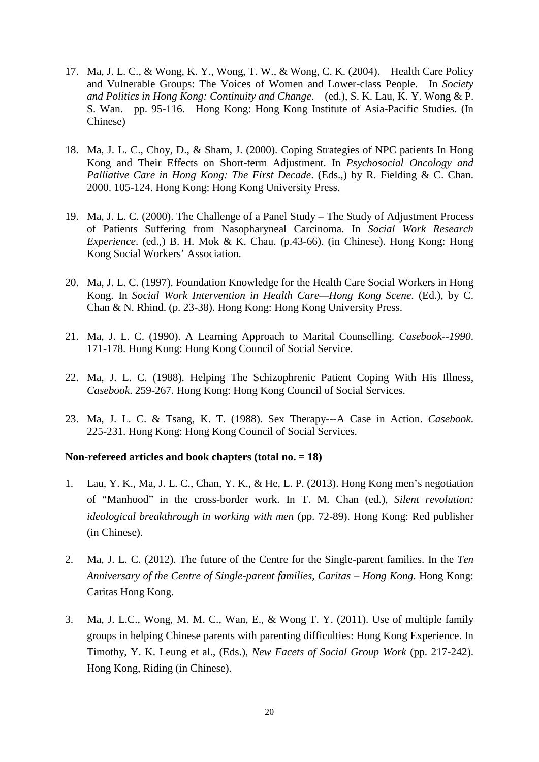17. Ma, J. L. C., & Wong, K. Y., Wong, T. W., & Wong, C. K. (2004). Health Care Policy and Vulnerable Groups: The Voices of Women and Lower-class People. In *Society and Politics in Hong Kong: Continuity and Change*. (ed.), S. K. Lau, K. Y. Wong & P. S. Wan. pp. 95-116. Hong Kong: Hong Kong Institute of Asia-Pacific Studies. (In Chinese)

18. Ma, J. L. C., Choy, D., & Sham, J. (2000). Coping Strategies of NPC patients In Hong Kong and Their Effects on Short-term Adjustment. In *Psychosocial Oncology and Palliative Care in Hong Kong: The First Decade*. (Eds.,) by R. Fielding & C. Chan. 2000. 105-124. Hong Kong: Hong Kong University Press.

19. Ma, J. L. C. (2000). The Challenge of a Panel Study – The Study of Adjustment Process of Patients Suffering from Nasopharyneal Carcinoma. In *Social Work Research Experience*. (ed.,) B. H. Mok & K. Chau. (p.43-66). (in Chinese). Hong Kong: Hong Kong Social Workers' Association.

20. Ma, J. L. C. (1997). Foundation Knowledge for the Health Care Social Workers in Hong Kong. In *Social Work Intervention in Health Care—Hong Kong Scene*. (Ed.), by C. Chan & N. Rhind. (p. 23-38). Hong Kong: Hong Kong University Press.

21. Ma, J. L. C. (1990). A Learning Approach to Marital Counselling. *Casebook--1990*. 171-178. Hong Kong: Hong Kong Council of Social Service.

22. Ma, J. L. C. (1988). Helping The Schizophrenic Patient Coping With His Illness, *Casebook*. 259-267. Hong Kong: Hong Kong Council of Social Services.

23. Ma, J. L. C. & Tsang, K. T. (1988). Sex Therapy---A Case in Action. *Casebook*. 225-231. Hong Kong: Hong Kong Council of Social Services.

**Non-refereed articles and book chapters (total no. = 18)**

1. Lau, Y. K., Ma, J. L. C., Chan, Y. K., & He, L. P. (2013). Hong Kong men's negotiation of "Manhood" in the cross-border work. In T. M. Chan (ed.), *Silent revolution: ideological breakthrough in working with men* (pp. 72-89). Hong Kong: Red publisher (in Chinese).

2. Ma, J. L. C. (2012). The future of the Centre for the Single-parent families. In the *Ten Anniversary of the Centre of Single-parent families, Caritas – Hong Kong*. Hong Kong: Caritas Hong Kong.

3. Ma, J. L.C., Wong, M. M. C., Wan, E., & Wong T. Y. (2011). Use of multiple family groups in helping Chinese parents with parenting difficulties: Hong Kong Experience. In Timothy, Y. K. Leung et al., (Eds.), *New Facets of Social Group Work* (pp. 217-242). Hong Kong, Riding (in Chinese).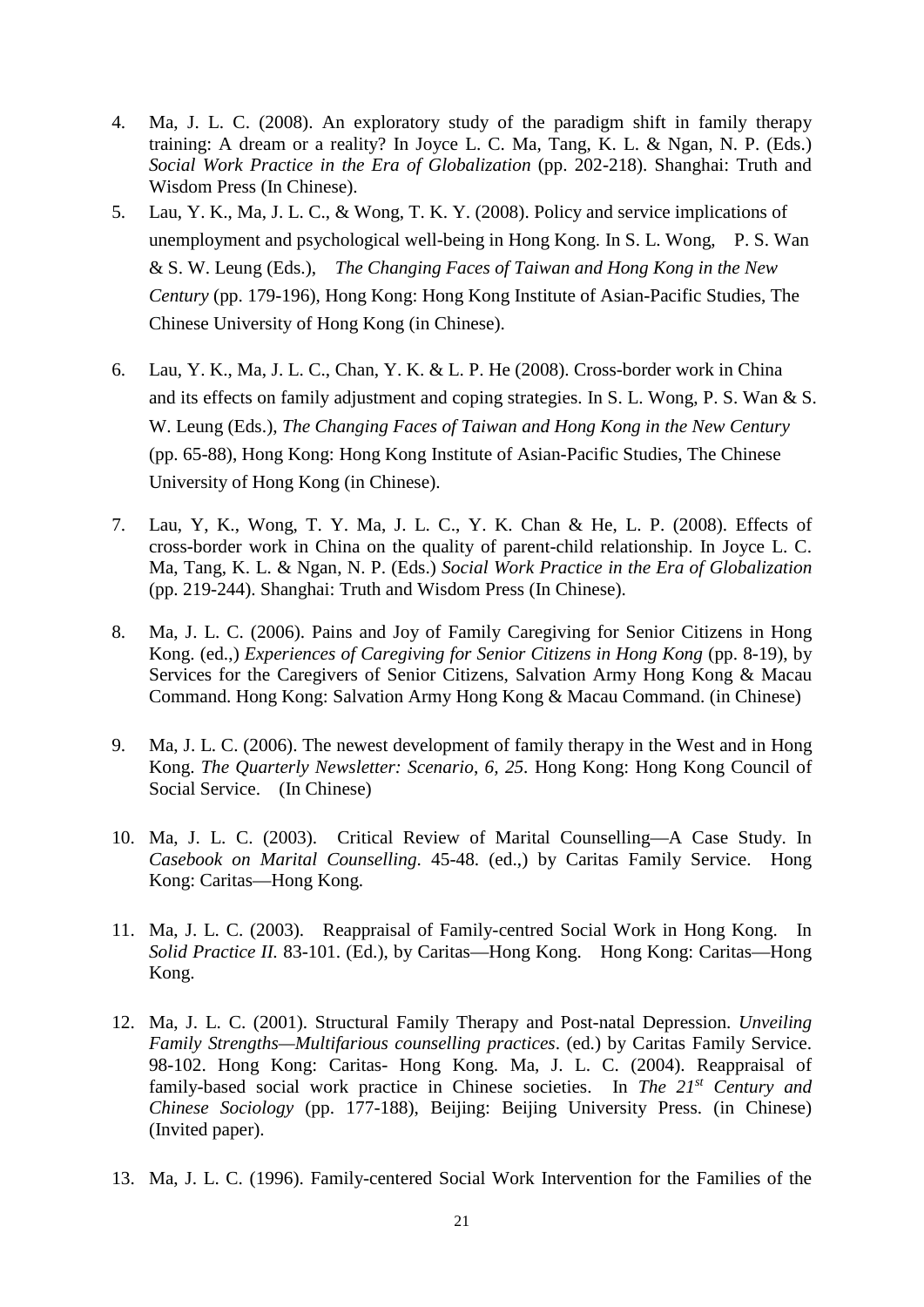4. Ma, J. L. C. (2008). An exploratory study of the paradigm shift in family therapy training: A dream or a reality? In Joyce L. C. Ma, Tang, K. L. & Ngan, N. P. (Eds.) *Social Work Practice in the Era of Globalization* (pp. 202-218). Shanghai: Truth and Wisdom Press (In Chinese).

5. Lau, Y. K., Ma, J. L. C., & Wong, T. K. Y. (2008). Policy and service implications of unemployment and psychological well-being in Hong Kong. In S. L. Wong, P. S. Wan & S. W. Leung (Eds.), *The Changing Faces of Taiwan and Hong Kong in the New Century* (pp. 179-196), Hong Kong: Hong Kong Institute of Asian-Pacific Studies, The Chinese University of Hong Kong (in Chinese).

6. Lau, Y. K., Ma, J. L. C., Chan, Y. K. & L. P. He (2008). Cross-border work in China and its effects on family adjustment and coping strategies. In S. L. Wong, P. S. Wan & S. W. Leung (Eds.), *The Changing Faces of Taiwan and Hong Kong in the New Century* (pp. 65-88), Hong Kong: Hong Kong Institute of Asian-Pacific Studies, The Chinese University of Hong Kong (in Chinese).

7. Lau, Y, K., Wong, T. Y. Ma, J. L. C., Y. K. Chan & He, L. P. (2008). Effects of cross-border work in China on the quality of parent-child relationship. In Joyce L. C. Ma, Tang, K. L. & Ngan, N. P. (Eds.) *Social Work Practice in the Era of Globalization* (pp. 219-244). Shanghai: Truth and Wisdom Press (In Chinese).

8. Ma, J. L. C. (2006). Pains and Joy of Family Caregiving for Senior Citizens in Hong Kong. (ed.,) *Experiences of Caregiving for Senior Citizens in Hong Kong* (pp. 8-19), by Services for the Caregivers of Senior Citizens, Salvation Army Hong Kong & Macau Command. Hong Kong: Salvation Army Hong Kong & Macau Command. (in Chinese)

9. Ma, J. L. C. (2006). The newest development of family therapy in the West and in Hong Kong. *The Quarterly Newsletter: Scenario, 6, 25*. Hong Kong: Hong Kong Council of Social Service. (In Chinese)

10. Ma, J. L. C. (2003). Critical Review of Marital Counselling—A Case Study. In *Casebook on Marital Counselling*. 45-48. (ed.,) by Caritas Family Service. Hong Kong: Caritas—Hong Kong.

11. Ma, J. L. C. (2003). Reappraisal of Family-centred Social Work in Hong Kong. In *Solid Practice II*. 83-101. (Ed.), by Caritas—Hong Kong. Hong Kong: Caritas—Hong Kong.

12. Ma, J. L. C. (2001). Structural Family Therapy and Post-natal Depression. *Unveiling Family Strengths—Multifarious counselling practices*. (ed.) by Caritas Family Service. 98-102. Hong Kong: Caritas- Hong Kong. Ma, J. L. C. (2004). Reappraisal of family-based social work practice in Chinese societies. In *The 21st Century and Chinese Sociology* (pp. 177-188), Beijing: Beijing University Press. (in Chinese) (Invited paper).

13. Ma, J. L. C. (1996). Family-centered Social Work Intervention for the Families of the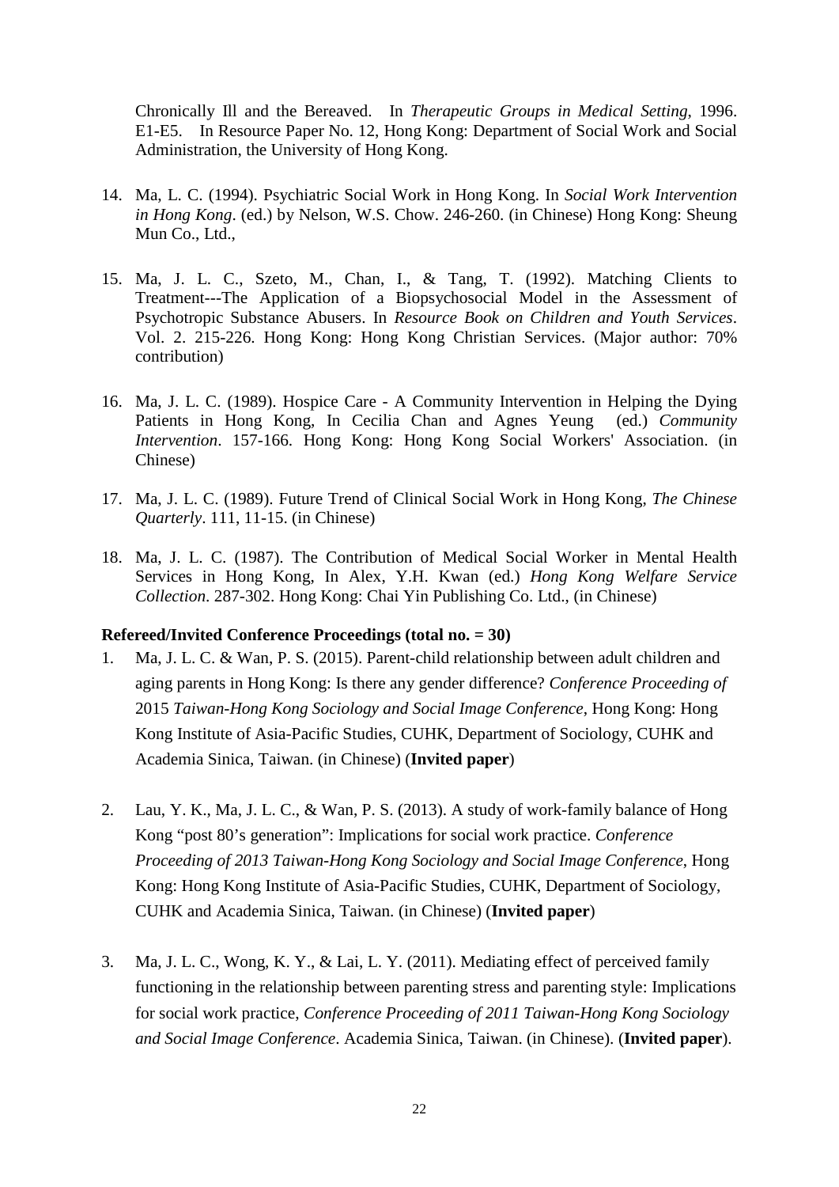Chronically Ill and the Bereaved. In *Therapeutic Groups in Medical Setting*, 1996. E1-E5. In Resource Paper No. 12, Hong Kong: Department of Social Work and Social Administration, the University of Hong Kong.

14. Ma, L. C. (1994). Psychiatric Social Work in Hong Kong. In *Social Work Intervention in Hong Kong*. (ed.) by Nelson, W.S. Chow. 246-260. (in Chinese) Hong Kong: Sheung Mun Co., Ltd.,

15. Ma, J. L. C., Szeto, M., Chan, I., & Tang, T. (1992). Matching Clients to Treatment---The Application of a Biopsychosocial Model in the Assessment of Psychotropic Substance Abusers. In *Resource Book on Children and Youth Services*. Vol. 2. 215-226. Hong Kong: Hong Kong Christian Services. (Major author: 70% contribution)

16. Ma, J. L. C. (1989). Hospice Care - A Community Intervention in Helping the Dying Patients in Hong Kong, In Cecilia Chan and Agnes Yeung (ed.) *Community Intervention*. 157-166. Hong Kong: Hong Kong Social Workers' Association. (in Chinese)

17. Ma, J. L. C. (1989). Future Trend of Clinical Social Work in Hong Kong, *The Chinese Quarterly*. 111, 11-15. (in Chinese)

18. Ma, J. L. C. (1987). The Contribution of Medical Social Worker in Mental Health Services in Hong Kong, In Alex, Y.H. Kwan (ed.) *Hong Kong Welfare Service Collection*. 287-302. Hong Kong: Chai Yin Publishing Co. Ltd., (in Chinese)

**Refereed/Invited Conference Proceedings (total no. = 30)**

1. Ma, J. L. C. & Wan, P. S. (2015). Parent-child relationship between adult children and aging parents in Hong Kong: Is there any gender difference? *Conference Proceeding of* 2015 *Taiwan-Hong Kong Sociology and Social Image Conference*, Hong Kong: Hong Kong Institute of Asia-Pacific Studies, CUHK, Department of Sociology, CUHK and Academia Sinica, Taiwan. (in Chinese) (**Invited paper**)

2. Lau, Y. K., Ma, J. L. C., & Wan, P. S. (2013). A study of work-family balance of Hong Kong "post 80's generation": Implications for social work practice. *Conference Proceeding of 2013 Taiwan-Hong Kong Sociology and Social Image Conference*, Hong Kong: Hong Kong Institute of Asia-Pacific Studies, CUHK, Department of Sociology, CUHK and Academia Sinica, Taiwan. (in Chinese) (**Invited paper**)

3. Ma, J. L. C., Wong, K. Y., & Lai, L. Y. (2011). Mediating effect of perceived family functioning in the relationship between parenting stress and parenting style: Implications for social work practice, *Conference Proceeding of 2011 Taiwan-Hong Kong Sociology and Social Image Conference*. Academia Sinica, Taiwan. (in Chinese). (**Invited paper**).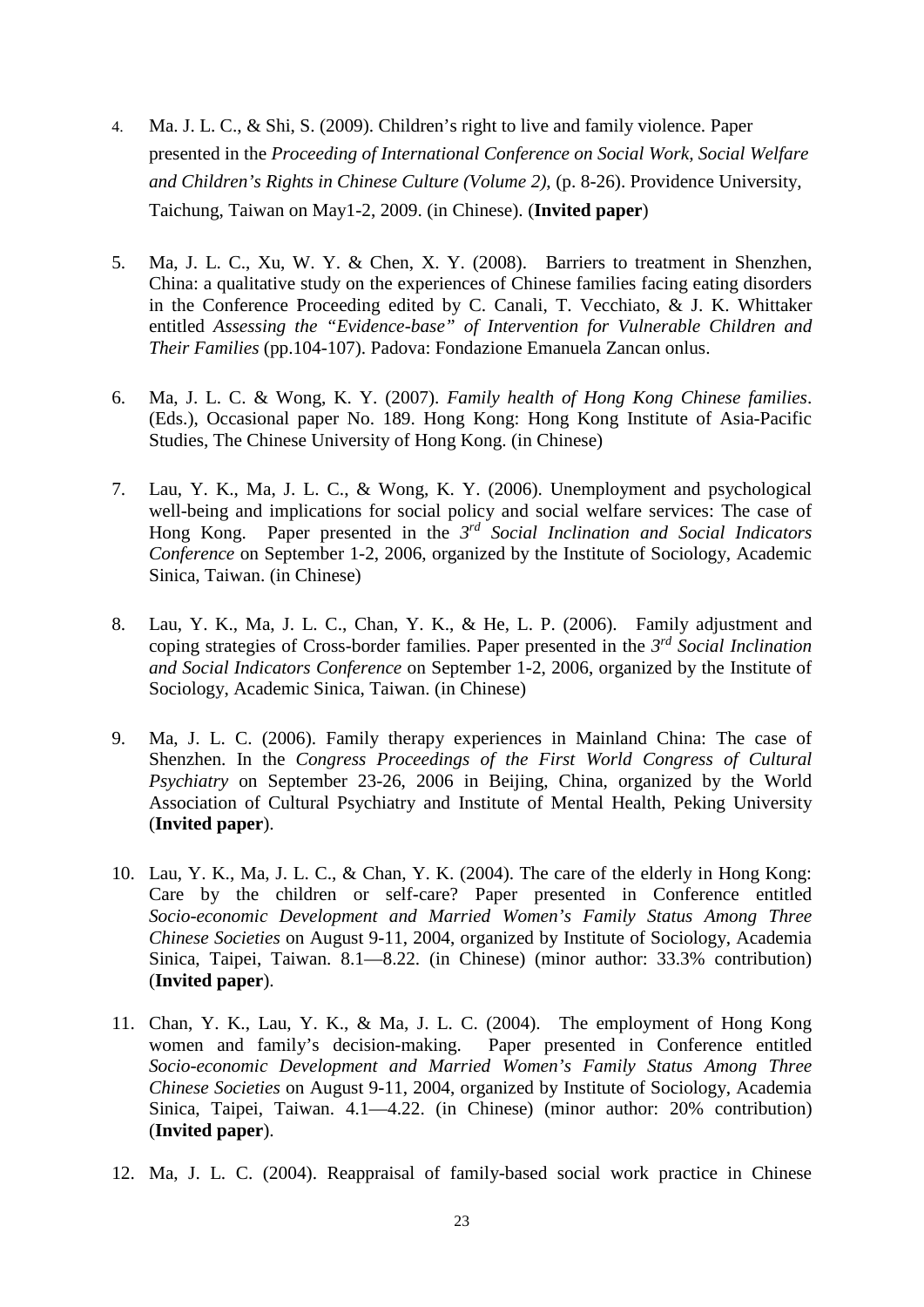4. Ma. J. L. C., & Shi, S. (2009). Children's right to live and family violence. Paper presented in the *Proceeding of International Conference on Social Work, Social Welfare and Children's Rights in Chinese Culture (Volume 2),* (p. 8-26). Providence University, Taichung, Taiwan on May1-2, 2009. (in Chinese). (**Invited paper**)

5. Ma, J. L. C., Xu, W. Y. & Chen, X. Y. (2008). Barriers to treatment in Shenzhen, China: a qualitative study on the experiences of Chinese families facing eating disorders in the Conference Proceeding edited by C. Canali, T. Vecchiato, & J. K. Whittaker entitled *Assessing the "Evidence-base" of Intervention for Vulnerable Children and Their Families* (pp.104-107). Padova: Fondazione Emanuela Zancan onlus.

6. Ma, J. L. C. & Wong, K. Y. (2007). *Family health of Hong Kong Chinese families*. (Eds.), Occasional paper No. 189. Hong Kong: Hong Kong Institute of Asia-Pacific Studies, The Chinese University of Hong Kong. (in Chinese)

7. Lau, Y. K., Ma, J. L. C., & Wong, K. Y. (2006). Unemployment and psychological well-being and implications for social policy and social welfare services: The case of Hong Kong. Paper presented in the *3rd Social Inclination and Social Indicators Conference* on September 1-2, 2006, organized by the Institute of Sociology, Academic Sinica, Taiwan. (in Chinese)

8. Lau, Y. K., Ma, J. L. C., Chan, Y. K., & He, L. P. (2006). Family adjustment and coping strategies of Cross-border families. Paper presented in the *3rd Social Inclination and Social Indicators Conference* on September 1-2, 2006, organized by the Institute of Sociology, Academic Sinica, Taiwan. (in Chinese)

9. Ma, J. L. C. (2006). Family therapy experiences in Mainland China: The case of Shenzhen. In the *Congress Proceedings of the First World Congress of Cultural Psychiatry* on September 23-26, 2006 in Beijing, China, organized by the World Association of Cultural Psychiatry and Institute of Mental Health, Peking University (**Invited paper**).

10. Lau, Y. K., Ma, J. L. C., & Chan, Y. K. (2004). The care of the elderly in Hong Kong: Care by the children or self-care? Paper presented in Conference entitled *Socio-economic Development and Married Women's Family Status Among Three Chinese Societies* on August 9-11, 2004, organized by Institute of Sociology, Academia Sinica, Taipei, Taiwan. 8.1—8.22. (in Chinese) (minor author: 33.3% contribution) (**Invited paper**).

11. Chan, Y. K., Lau, Y. K., & Ma, J. L. C. (2004). The employment of Hong Kong women and family's decision-making. Paper presented in Conference entitled *Socio-economic Development and Married Women's Family Status Among Three Chinese Societies* on August 9-11, 2004, organized by Institute of Sociology, Academia Sinica, Taipei, Taiwan. 4.1—4.22. (in Chinese) (minor author: 20% contribution) (**Invited paper**).

12. Ma, J. L. C. (2004). Reappraisal of family-based social work practice in Chinese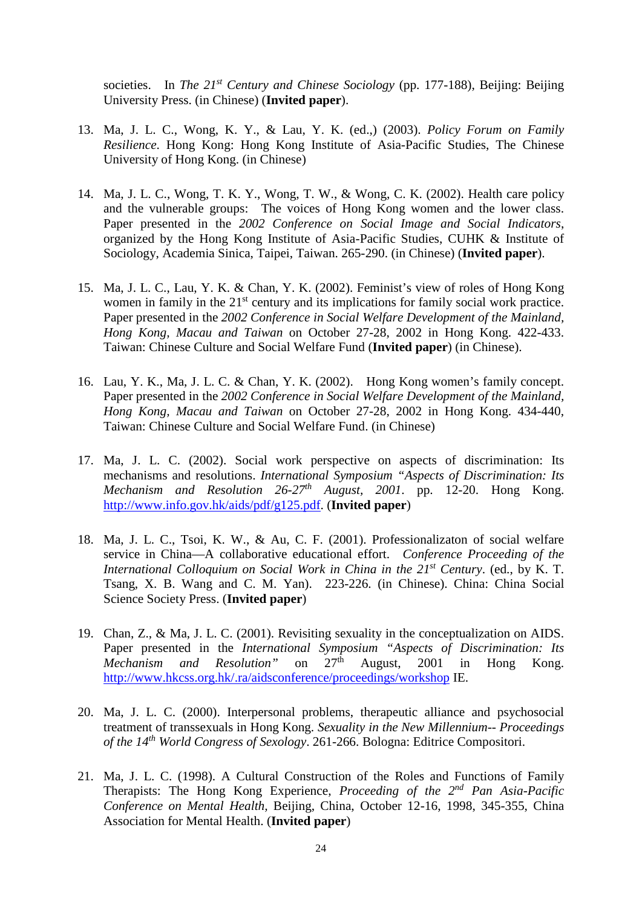societies. In *The 21st Century and Chinese Sociology* (pp. 177-188), Beijing: Beijing University Press. (in Chinese) (**Invited paper**).

13. Ma, J. L. C., Wong, K. Y., & Lau, Y. K. (ed.,) (2003). *Policy Forum on Family Resilience*. Hong Kong: Hong Kong Institute of Asia-Pacific Studies, The Chinese University of Hong Kong. (in Chinese)

14. Ma, J. L. C., Wong, T. K. Y., Wong, T. W., & Wong, C. K. (2002). Health care policy and the vulnerable groups: The voices of Hong Kong women and the lower class. Paper presented in the *2002 Conference on Social Image and Social Indicators*, organized by the Hong Kong Institute of Asia-Pacific Studies, CUHK & Institute of Sociology, Academia Sinica, Taipei, Taiwan. 265-290. (in Chinese) (**Invited paper**).

15. Ma, J. L. C., Lau, Y. K. & Chan, Y. K. (2002). Feminist's view of roles of Hong Kong women in family in the 21st century and its implications for family social work practice. Paper presented in the *2002 Conference in Social Welfare Development of the Mainland, Hong Kong, Macau and Taiwan* on October 27-28, 2002 in Hong Kong. 422-433. Taiwan: Chinese Culture and Social Welfare Fund (**Invited paper**) (in Chinese).

16. Lau, Y. K., Ma, J. L. C. & Chan, Y. K. (2002). Hong Kong women's family concept. Paper presented in the *2002 Conference in Social Welfare Development of the Mainland, Hong Kong, Macau and Taiwan* on October 27-28, 2002 in Hong Kong. 434-440, Taiwan: Chinese Culture and Social Welfare Fund. (in Chinese)

17. Ma, J. L. C. (2002). Social work perspective on aspects of discrimination: Its mechanisms and resolutions. *International Symposium "Aspects of Discrimination: Its Mechanism and Resolution 26-27th August, 2001*. pp. 12-20. Hong Kong. http://www.info.gov.hk/aids/pdf/g125.pdf. (**Invited paper**)

18. Ma, J. L. C., Tsoi, K. W., & Au, C. F. (2001). Professionalizaton of social welfare service in China—A collaborative educational effort. *Conference Proceeding of the International Colloquium on Social Work in China in the 21st Century*. (ed., by K. T. Tsang, X. B. Wang and C. M. Yan). 223-226. (in Chinese). China: China Social Science Society Press. (**Invited paper**)

19. Chan, Z., & Ma, J. L. C. (2001). Revisiting sexuality in the conceptualization on AIDS. Paper presented in the *International Symposium "Aspects of Discrimination: Its Mechanism and Resolution"* on 27th August, 2001 in Hong Kong. http://www.hkcss.org.hk/.ra/aidsconference/proceedings/workshop IE.

20. Ma, J. L. C. (2000). Interpersonal problems, therapeutic alliance and psychosocial treatment of transsexuals in Hong Kong. *Sexuality in the New Millennium-- Proceedings of the 14th World Congress of Sexology*. 261-266. Bologna: Editrice Compositori.

21. Ma, J. L. C. (1998). A Cultural Construction of the Roles and Functions of Family Therapists: The Hong Kong Experience, *Proceeding of the 2nd Pan Asia-Pacific Conference on Mental Health*, Beijing, China, October 12-16, 1998, 345-355, China Association for Mental Health. (**Invited paper**)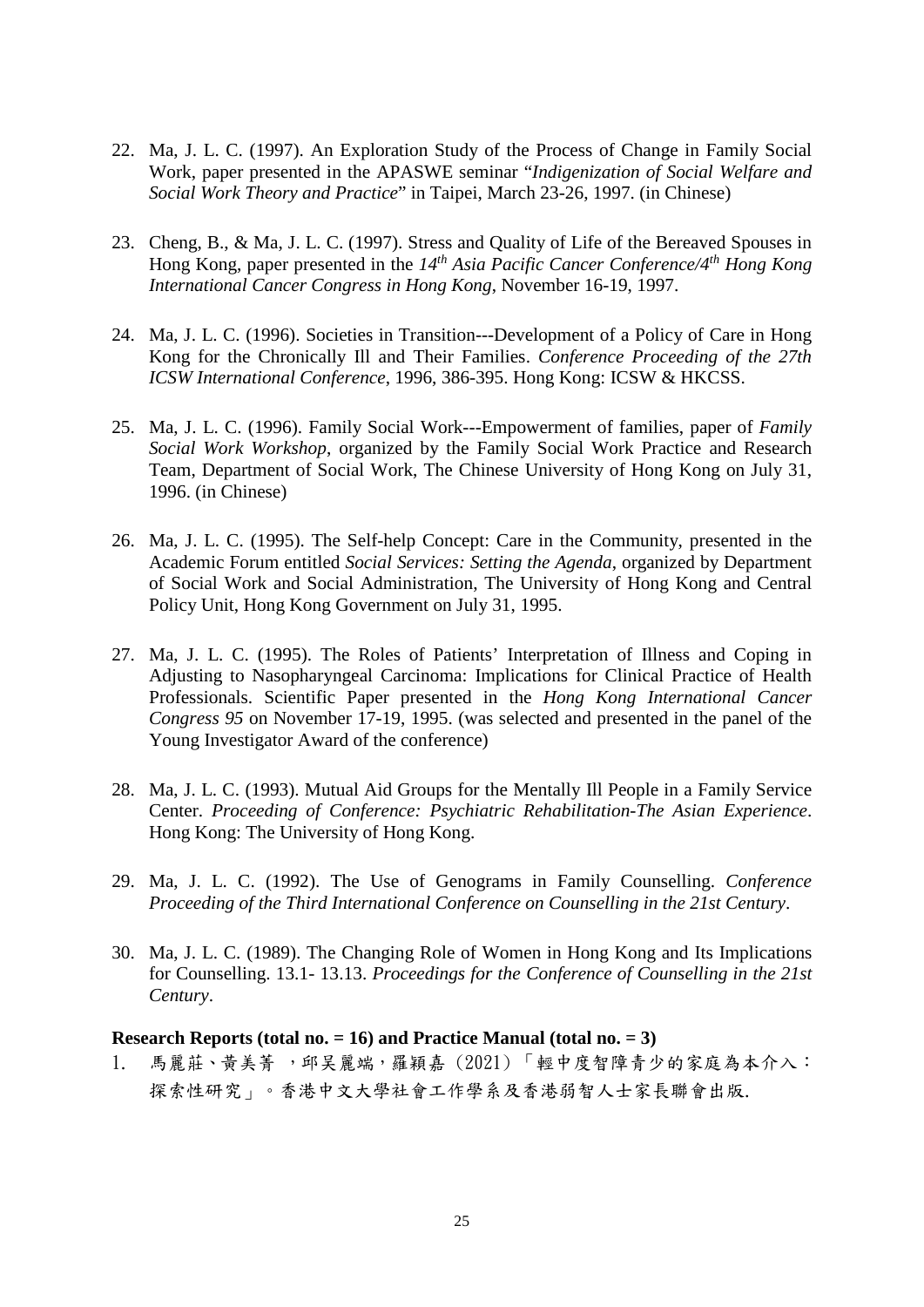22. Ma, J. L. C. (1997). An Exploration Study of the Process of Change in Family Social Work, paper presented in the APASWE seminar "*Indigenization of Social Welfare and Social Work Theory and Practice*" in Taipei, March 23-26, 1997. (in Chinese)

23. Cheng, B., & Ma, J. L. C. (1997). Stress and Quality of Life of the Bereaved Spouses in Hong Kong, paper presented in the *14th Asia Pacific Cancer Conference/4th Hong Kong International Cancer Congress in Hong Kong*, November 16-19, 1997.

24. Ma, J. L. C. (1996). Societies in Transition---Development of a Policy of Care in Hong Kong for the Chronically Ill and Their Families. *Conference Proceeding of the 27th ICSW International Conference*, 1996, 386-395. Hong Kong: ICSW & HKCSS.

25. Ma, J. L. C. (1996). Family Social Work---Empowerment of families, paper of *Family Social Work Workshop*, organized by the Family Social Work Practice and Research Team, Department of Social Work, The Chinese University of Hong Kong on July 31, 1996. (in Chinese)

26. Ma, J. L. C. (1995). The Self-help Concept: Care in the Community, presented in the Academic Forum entitled *Social Services: Setting the Agenda*, organized by Department of Social Work and Social Administration, The University of Hong Kong and Central Policy Unit, Hong Kong Government on July 31, 1995.

27. Ma, J. L. C. (1995). The Roles of Patients' Interpretation of Illness and Coping in Adjusting to Nasopharyngeal Carcinoma: Implications for Clinical Practice of Health Professionals. Scientific Paper presented in the *Hong Kong International Cancer Congress 95* on November 17-19, 1995. (was selected and presented in the panel of the Young Investigator Award of the conference)

28. Ma, J. L. C. (1993). Mutual Aid Groups for the Mentally Ill People in a Family Service Center. *Proceeding of Conference: Psychiatric Rehabilitation-The Asian Experience*. Hong Kong: The University of Hong Kong.

29. Ma, J. L. C. (1992). The Use of Genograms in Family Counselling. *Conference Proceeding of the Third International Conference on Counselling in the 21st Century*.

30. Ma, J. L. C. (1989). The Changing Role of Women in Hong Kong and Its Implications for Counselling. 13.1- 13.13. *Proceedings for the Conference of Counselling in the 21st Century*.

**Research Reports (total no. = 16) and Practice Manual (total no. = 3)**

1. 馬麗莊、黃美菁 ，邱吴麗端，羅穎嘉（2021）「輕中度智障青少的家庭為本介入：探索性研究」。香港中文大學社會工作學系及香港弱智人士家長聯會出版.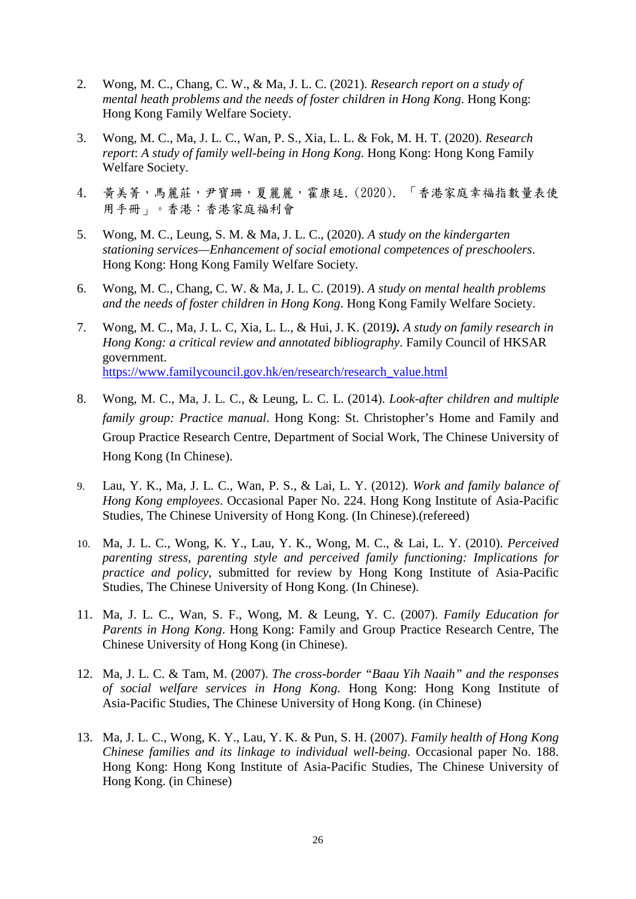2. Wong, M. C., Chang, C. W., & Ma, J. L. C. (2021). *Research report on a study of mental heath problems and the needs of foster children in Hong Kong*. Hong Kong: Hong Kong Family Welfare Society.

3. Wong, M. C., Ma, J. L. C., Wan, P. S., Xia, L. L. & Fok, M. H. T. (2020). *Research report*: *A study of family well-being in Hong Kong*. Hong Kong: Hong Kong Family Welfare Society.

4. 黃美菁，馬麗莊，尹寶珊，夏麗麗，霍康廷.（2020）.「香港家庭幸福指數量表使用手冊」。香港：香港家庭福利會

5. Wong, M. C., Leung, S. M. & Ma, J. L. C., (2020). *A study on the kindergarten stationing services—Enhancement of social emotional competences of preschoolers*. Hong Kong: Hong Kong Family Welfare Society.

6. Wong, M. C., Chang, C. W. & Ma, J. L. C. (2019). *A study on mental health problems and the needs of foster children in Hong Kong*. Hong Kong Family Welfare Society.

7. Wong, M. C., Ma, J. L. C, Xia, L. L., & Hui, J. K. (2019***).*** *A study on family research in Hong Kong: a critical review and annotated bibliography*. Family Council of HKSAR government. https://www.familycouncil.gov.hk/en/research/research_value.html

8. Wong, M. C., Ma, J. L. C., & Leung, L. C. L. (2014). *Look-after children and multiple family group: Practice manual*. Hong Kong: St. Christopher's Home and Family and Group Practice Research Centre, Department of Social Work, The Chinese University of Hong Kong (In Chinese).

9. Lau, Y. K., Ma, J. L. C., Wan, P. S., & Lai, L. Y. (2012). *Work and family balance of Hong Kong employees*. Occasional Paper No. 224. Hong Kong Institute of Asia-Pacific Studies, The Chinese University of Hong Kong. (In Chinese).(refereed)

10. Ma, J. L. C., Wong, K. Y., Lau, Y. K., Wong, M. C., & Lai, L. Y. (2010). *Perceived parenting stress, parenting style and perceived family functioning: Implications for practice and policy*, submitted for review by Hong Kong Institute of Asia-Pacific Studies, The Chinese University of Hong Kong. (In Chinese).

11. Ma, J. L. C., Wan, S. F., Wong, M. & Leung, Y. C. (2007). *Family Education for Parents in Hong Kong*. Hong Kong: Family and Group Practice Research Centre, The Chinese University of Hong Kong (in Chinese).

12. Ma, J. L. C. & Tam, M. (2007). *The cross-border "Baau Yih Naaih" and the responses of social welfare services in Hong Kong*. Hong Kong: Hong Kong Institute of Asia-Pacific Studies, The Chinese University of Hong Kong. (in Chinese)

13. Ma, J. L. C., Wong, K. Y., Lau, Y. K. & Pun, S. H. (2007). *Family health of Hong Kong Chinese families and its linkage to individual well-being*. Occasional paper No. 188. Hong Kong: Hong Kong Institute of Asia-Pacific Studies, The Chinese University of Hong Kong. (in Chinese)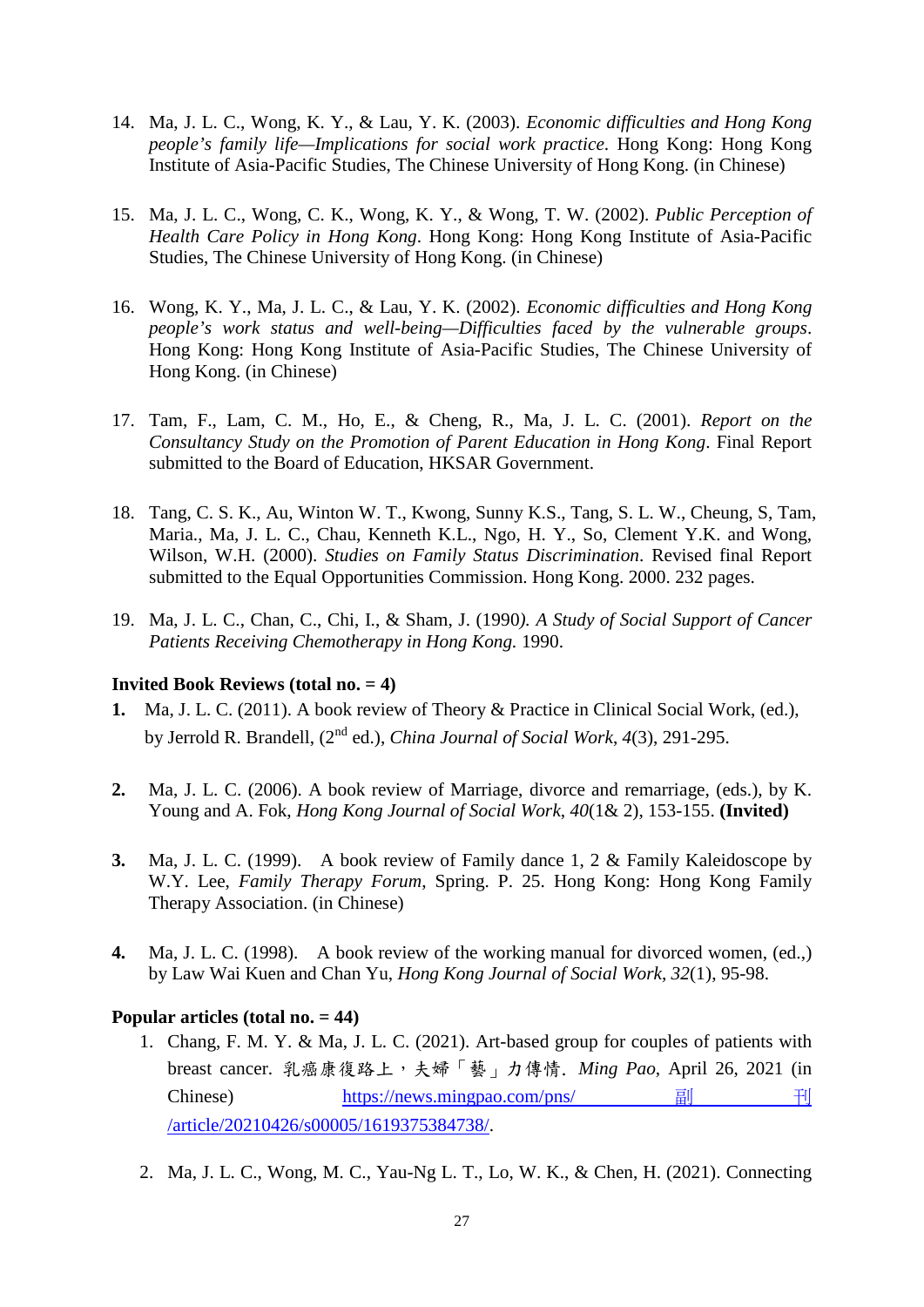14. Ma, J. L. C., Wong, K. Y., & Lau, Y. K. (2003). *Economic difficulties and Hong Kong people's family life—Implications for social work practice*. Hong Kong: Hong Kong Institute of Asia-Pacific Studies, The Chinese University of Hong Kong. (in Chinese)

15. Ma, J. L. C., Wong, C. K., Wong, K. Y., & Wong, T. W. (2002). *Public Perception of Health Care Policy in Hong Kong*. Hong Kong: Hong Kong Institute of Asia-Pacific Studies, The Chinese University of Hong Kong. (in Chinese)

16. Wong, K. Y., Ma, J. L. C., & Lau, Y. K. (2002). *Economic difficulties and Hong Kong people's work status and well-being—Difficulties faced by the vulnerable groups*. Hong Kong: Hong Kong Institute of Asia-Pacific Studies, The Chinese University of Hong Kong. (in Chinese)

17. Tam, F., Lam, C. M., Ho, E., & Cheng, R., Ma, J. L. C. (2001). *Report on the Consultancy Study on the Promotion of Parent Education in Hong Kong*. Final Report submitted to the Board of Education, HKSAR Government.

18. Tang, C. S. K., Au, Winton W. T., Kwong, Sunny K.S., Tang, S. L. W., Cheung, S, Tam, Maria., Ma, J. L. C., Chau, Kenneth K.L., Ngo, H. Y., So, Clement Y.K. and Wong, Wilson, W.H. (2000). *Studies on Family Status Discrimination*. Revised final Report submitted to the Equal Opportunities Commission. Hong Kong. 2000. 232 pages.

19. Ma, J. L. C., Chan, C., Chi, I., & Sham, J. (1990*). A Study of Social Support of Cancer Patients Receiving Chemotherapy in Hong Kong.* 1990.

**Invited Book Reviews (total no. = 4)**

**1.** Ma, J. L. C. (2011). A book review of Theory & Practice in Clinical Social Work, (ed.), by Jerrold R. Brandell, (2nd ed.), *China Journal of Social Work*, *4*(3), 291-295.

**2.** Ma, J. L. C. (2006). A book review of Marriage, divorce and remarriage, (eds.), by K. Young and A. Fok, *Hong Kong Journal of Social Work*, *40*(1& 2), 153-155. **(Invited)**

**3.** Ma, J. L. C. (1999). A book review of Family dance 1, 2 & Family Kaleidoscope by W.Y. Lee, *Family Therapy Forum*, Spring. P. 25. Hong Kong: Hong Kong Family Therapy Association. (in Chinese)

**4.** Ma, J. L. C. (1998). A book review of the working manual for divorced women, (ed.,) by Law Wai Kuen and Chan Yu, *Hong Kong Journal of Social Work*, *32*(1), 95-98.

**Popular articles (total no. = 44)**

1. Chang, F. M. Y. & Ma, J. L. C. (2021). Art-based group for couples of patients with breast cancer. 乳癌康復路上，夫婦「藝」力傳情. *Ming Pao*, April 26, 2021 (in Chinese) https://news.mingpao.com/pns/副刊/article/20210426/s00005/1619375384738/.

2. Ma, J. L. C., Wong, M. C., Yau-Ng L. T., Lo, W. K., & Chen, H. (2021). Connecting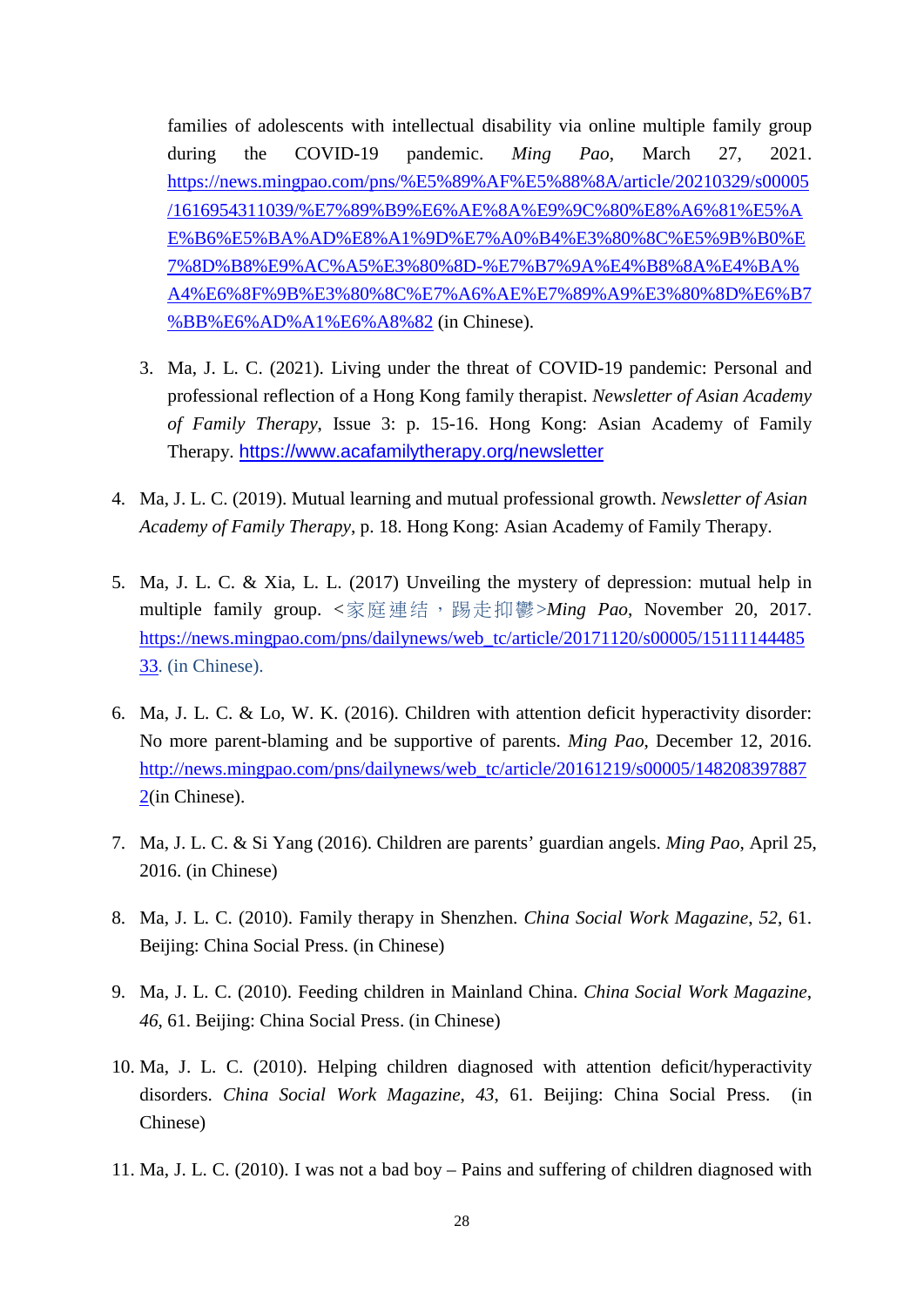families of adolescents with intellectual disability via online multiple family group during the COVID-19 pandemic. *Ming Pao*, March 27, 2021. https://news.mingpao.com/pns/%E5%89%AF%E5%88%8A/article/20210329/s00005/1616954311039/%E7%89%B9%E6%AE%8A%E9%9C%80%E8%A6%81%E5%AE%B6%E5%BA%AD%E8%A1%9D%E7%A0%B4%E3%80%8C%E5%9B%B0%E7%8D%B8%E9%AC%A5%E3%80%8D-%E7%B7%9A%E4%B8%8A%E4%BA%A4%E6%8F%9B%E3%80%8C%E7%A6%AE%E7%89%A9%E3%80%8D%E6%B7%BB%E6%AD%A1%E6%A8%82 (in Chinese).

3. Ma, J. L. C. (2021). Living under the threat of COVID-19 pandemic: Personal and professional reflection of a Hong Kong family therapist. *Newsletter of Asian Academy of Family Therapy*, Issue 3: p. 15-16. Hong Kong: Asian Academy of Family Therapy. https://www.acafamilytherapy.org/newsletter

4. Ma, J. L. C. (2019). Mutual learning and mutual professional growth. *Newsletter of Asian Academy of Family Therapy*, p. 18. Hong Kong: Asian Academy of Family Therapy.

5. Ma, J. L. C. & Xia, L. L. (2017) Unveiling the mystery of depression: mutual help in multiple family group. <家庭連结，踢走抑鬱>*Ming Pao*, November 20, 2017. https://news.mingpao.com/pns/dailynews/web_tc/article/20171120/s00005/1511114448533. (in Chinese).

6. Ma, J. L. C. & Lo, W. K. (2016). Children with attention deficit hyperactivity disorder: No more parent-blaming and be supportive of parents. *Ming Pao*, December 12, 2016. http://news.mingpao.com/pns/dailynews/web_tc/article/20161219/s00005/1482083978872(in Chinese).

7. Ma, J. L. C. & Si Yang (2016). Children are parents' guardian angels. *Ming Pao*, April 25, 2016. (in Chinese)

8. Ma, J. L. C. (2010). Family therapy in Shenzhen. *China Social Work Magazine*, *52*, 61. Beijing: China Social Press. (in Chinese)

9. Ma, J. L. C. (2010). Feeding children in Mainland China. *China Social Work Magazine*, *46*, 61. Beijing: China Social Press. (in Chinese)

10. Ma, J. L. C. (2010). Helping children diagnosed with attention deficit/hyperactivity disorders. *China Social Work Magazine*, *43*, 61. Beijing: China Social Press. (in Chinese)

11. Ma, J. L. C. (2010). I was not a bad boy – Pains and suffering of children diagnosed with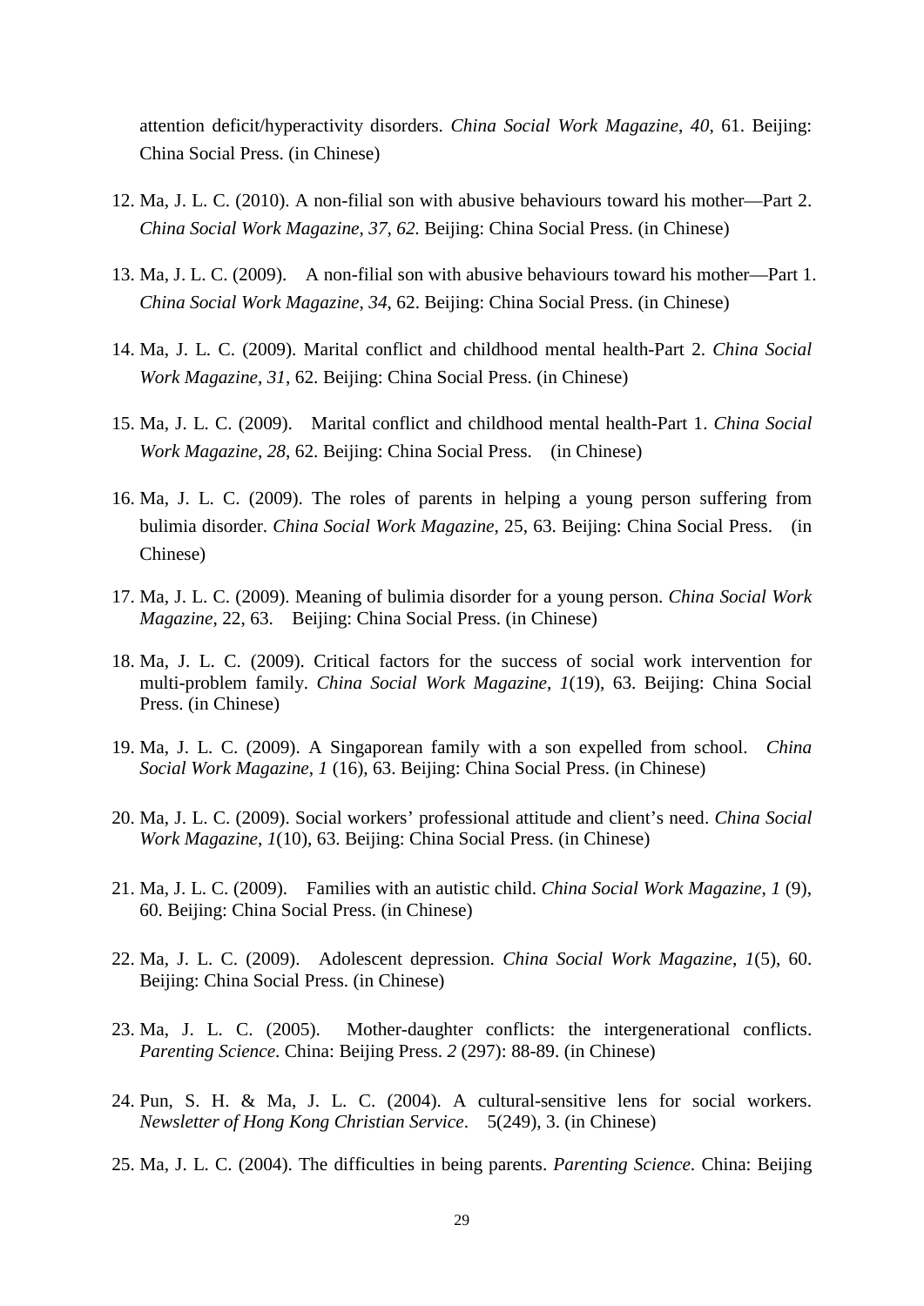attention deficit/hyperactivity disorders. *China Social Work Magazine*, *40*, 61. Beijing: China Social Press. (in Chinese)

12. Ma, J. L. C. (2010). A non-filial son with abusive behaviours toward his mother—Part 2. *China Social Work Magazine*, *37*, *62*. Beijing: China Social Press. (in Chinese)

13. Ma, J. L. C. (2009). A non-filial son with abusive behaviours toward his mother—Part 1. *China Social Work Magazine*, *34*, 62. Beijing: China Social Press. (in Chinese)

14. Ma, J. L. C. (2009). Marital conflict and childhood mental health-Part 2. *China Social Work Magazine*, *31*, 62. Beijing: China Social Press. (in Chinese)

15. Ma, J. L. C. (2009). Marital conflict and childhood mental health-Part 1. *China Social Work Magazine*, *28*, 62. Beijing: China Social Press. (in Chinese)

16. Ma, J. L. C. (2009). The roles of parents in helping a young person suffering from bulimia disorder. *China Social Work Magazine*, 25, 63. Beijing: China Social Press. (in Chinese)

17. Ma, J. L. C. (2009). Meaning of bulimia disorder for a young person. *China Social Work Magazine*, 22, 63. Beijing: China Social Press. (in Chinese)

18. Ma, J. L. C. (2009). Critical factors for the success of social work intervention for multi-problem family. *China Social Work Magazine*, *1*(19), 63. Beijing: China Social Press. (in Chinese)

19. Ma, J. L. C. (2009). A Singaporean family with a son expelled from school. *China Social Work Magazine*, *1* (16), 63. Beijing: China Social Press. (in Chinese)

20. Ma, J. L. C. (2009). Social workers' professional attitude and client's need. *China Social Work Magazine*, *1*(10), 63. Beijing: China Social Press. (in Chinese)

21. Ma, J. L. C. (2009). Families with an autistic child. *China Social Work Magazine*, *1* (9), 60. Beijing: China Social Press. (in Chinese)

22. Ma, J. L. C. (2009). Adolescent depression. *China Social Work Magazine*, *1*(5), 60. Beijing: China Social Press. (in Chinese)

23. Ma, J. L. C. (2005). Mother-daughter conflicts: the intergenerational conflicts. *Parenting Science*. China: Beijing Press. *2* (297): 88-89. (in Chinese)

24. Pun, S. H. & Ma, J. L. C. (2004). A cultural-sensitive lens for social workers. *Newsletter of Hong Kong Christian Service*. 5(249), 3. (in Chinese)

25. Ma, J. L. C. (2004). The difficulties in being parents. *Parenting Science*. China: Beijing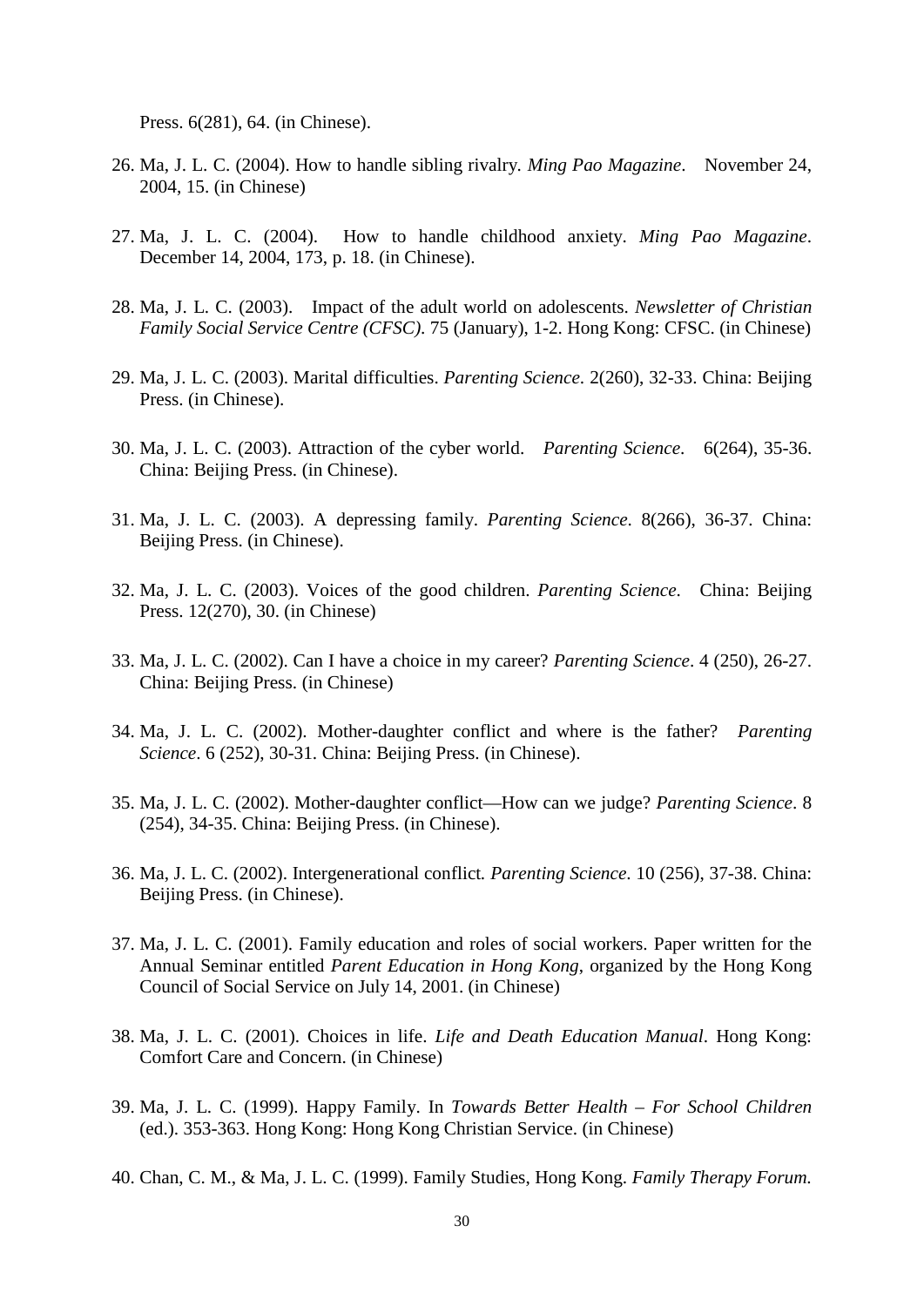Press. 6(281), 64. (in Chinese).

26. Ma, J. L. C. (2004). How to handle sibling rivalry. *Ming Pao Magazine*. November 24, 2004, 15. (in Chinese)

27. Ma, J. L. C. (2004). How to handle childhood anxiety. *Ming Pao Magazine*. December 14, 2004, 173, p. 18. (in Chinese).

28. Ma, J. L. C. (2003). Impact of the adult world on adolescents. *Newsletter of Christian Family Social Service Centre (CFSC)*. 75 (January), 1-2. Hong Kong: CFSC. (in Chinese)

29. Ma, J. L. C. (2003). Marital difficulties. *Parenting Science*. 2(260), 32-33. China: Beijing Press. (in Chinese).

30. Ma, J. L. C. (2003). Attraction of the cyber world. *Parenting Science*. 6(264), 35-36. China: Beijing Press. (in Chinese).

31. Ma, J. L. C. (2003). A depressing family. *Parenting Science*. 8(266), 36-37. China: Beijing Press. (in Chinese).

32. Ma, J. L. C. (2003). Voices of the good children. *Parenting Science*. China: Beijing Press. 12(270), 30. (in Chinese)

33. Ma, J. L. C. (2002). Can I have a choice in my career? *Parenting Science*. 4 (250), 26-27. China: Beijing Press. (in Chinese)

34. Ma, J. L. C. (2002). Mother-daughter conflict and where is the father? *Parenting Science*. 6 (252), 30-31. China: Beijing Press. (in Chinese).

35. Ma, J. L. C. (2002). Mother-daughter conflict—How can we judge? *Parenting Science*. 8 (254), 34-35. China: Beijing Press. (in Chinese).

36. Ma, J. L. C. (2002). Intergenerational conflict. *Parenting Science*. 10 (256), 37-38. China: Beijing Press. (in Chinese).

37. Ma, J. L. C. (2001). Family education and roles of social workers. Paper written for the Annual Seminar entitled *Parent Education in Hong Kong*, organized by the Hong Kong Council of Social Service on July 14, 2001. (in Chinese)

38. Ma, J. L. C. (2001). Choices in life. *Life and Death Education Manual*. Hong Kong: Comfort Care and Concern. (in Chinese)

39. Ma, J. L. C. (1999). Happy Family. In *Towards Better Health – For School Children* (ed.). 353-363. Hong Kong: Hong Kong Christian Service. (in Chinese)

40. Chan, C. M., & Ma, J. L. C. (1999). Family Studies, Hong Kong. *Family Therapy Forum.*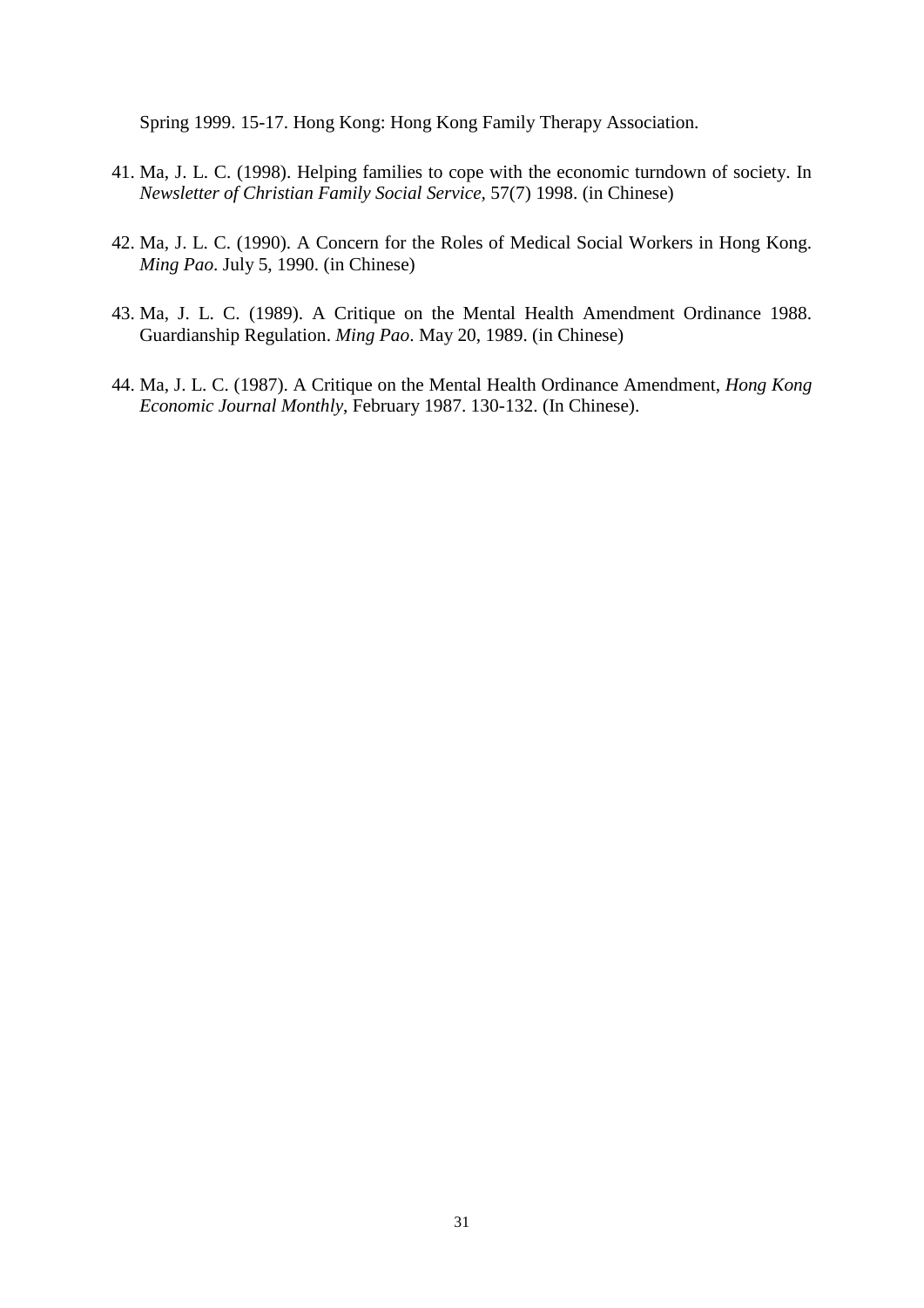Spring 1999. 15-17. Hong Kong: Hong Kong Family Therapy Association.

41. Ma, J. L. C. (1998). Helping families to cope with the economic turndown of society. In *Newsletter of Christian Family Social Service*, 57(7) 1998. (in Chinese)

42. Ma, J. L. C. (1990). A Concern for the Roles of Medical Social Workers in Hong Kong. *Ming Pao*. July 5, 1990. (in Chinese)

43. Ma, J. L. C. (1989). A Critique on the Mental Health Amendment Ordinance 1988. Guardianship Regulation. *Ming Pao*. May 20, 1989. (in Chinese)

44. Ma, J. L. C. (1987). A Critique on the Mental Health Ordinance Amendment, *Hong Kong Economic Journal Monthly*, February 1987. 130-132. (In Chinese).